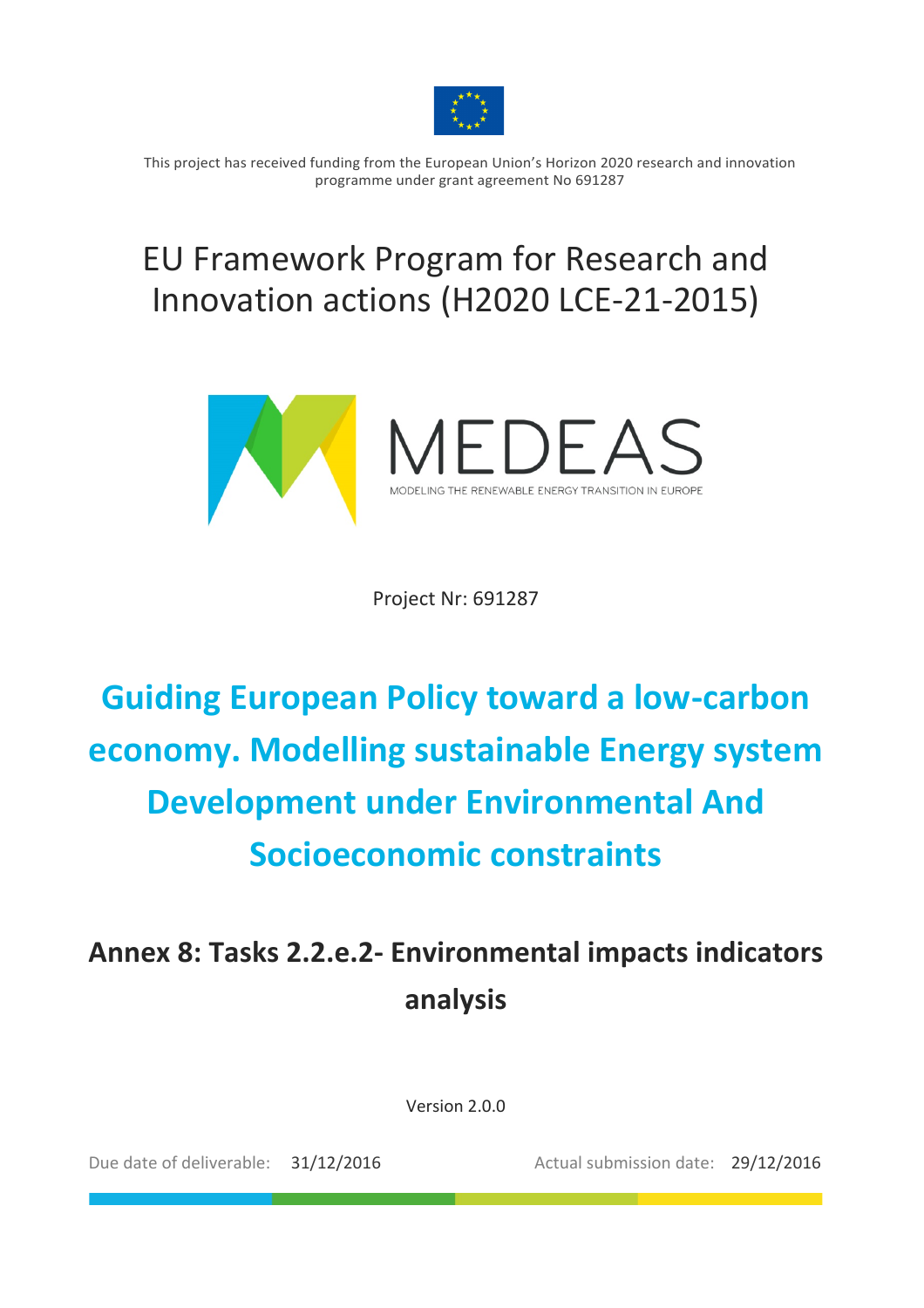This project has received funding from the European Union's Horizon 2020 research and innovation programme under grant agreement No 691287

# EU Framework Program for Research and Innovation actions (H2020 LCE-21-2015)

MEDEAS

MODELING THE RENEWABLE ENERGY TRANSITION IN EUROPE

Project Nr: 691287

# Guiding European Policy toward a low-carbon economy. Modelling sustainable Energy system Development under Environmental And Socioeconomic constraints

## Annex 8: Tasks 2.2.e.2- Environmental impacts indicators analysis

Version 2.0.0

Due date of deliverable: 31/12/2016 Actual submission date: 29/12/2016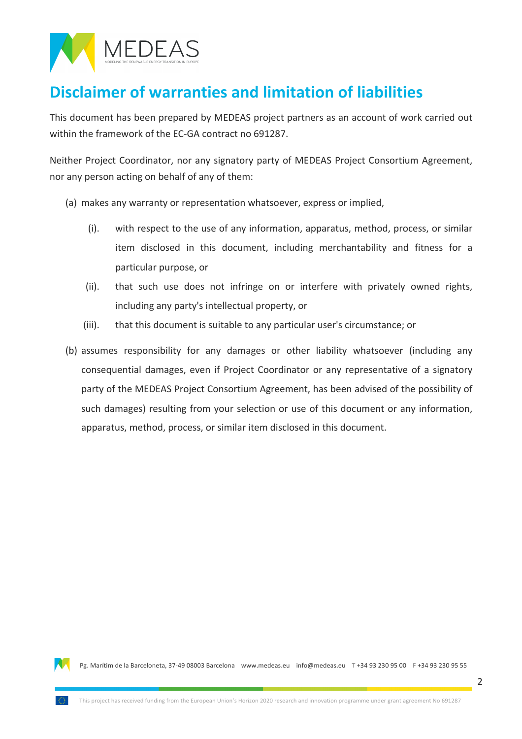# Disclaimer of warranties and limitation of liabilities

This document has been prepared by MEDEAS project partners as an account of work carried out within the framework of the EC-GA contract no 691287.

Neither Project Coordinator, nor any signatory party of MEDEAS Project Consortium Agreement, nor any person acting on behalf of any of them:

(a) makes any warranty or representation whatsoever, express or implied,

   (i). with respect to the use of any information, apparatus, method, process, or similar item disclosed in this document, including merchantability and fitness for a particular purpose, or

   (ii). that such use does not infringe on or interfere with privately owned rights, including any party's intellectual property, or

   (iii). that this document is suitable to any particular user's circumstance; or

(b) assumes responsibility for any damages or other liability whatsoever (including any consequential damages, even if Project Coordinator or any representative of a signatory party of the MEDEAS Project Consortium Agreement, has been advised of the possibility of such damages) resulting from your selection or use of this document or any information, apparatus, method, process, or similar item disclosed in this document.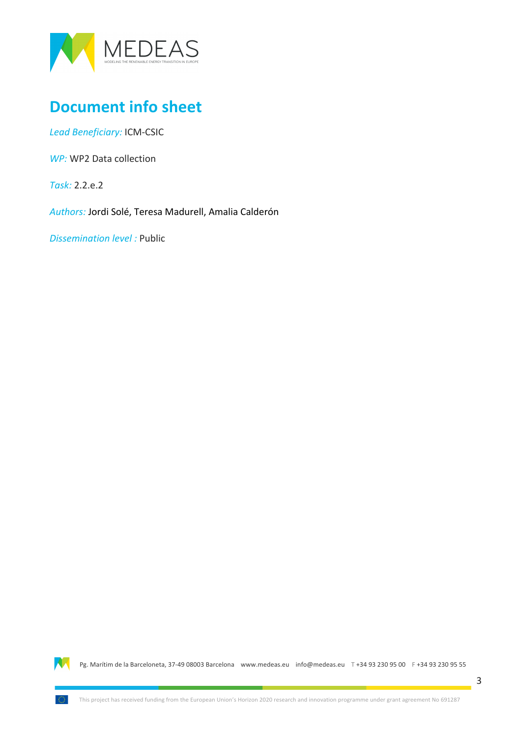# Document info sheet

*Lead Beneficiary:* ICM-CSIC

*WP:* WP2 Data collection

*Task:* 2.2.e.2

*Authors:* Jordi Solé, Teresa Madurell, Amalia Calderón

*Dissemination level :* Public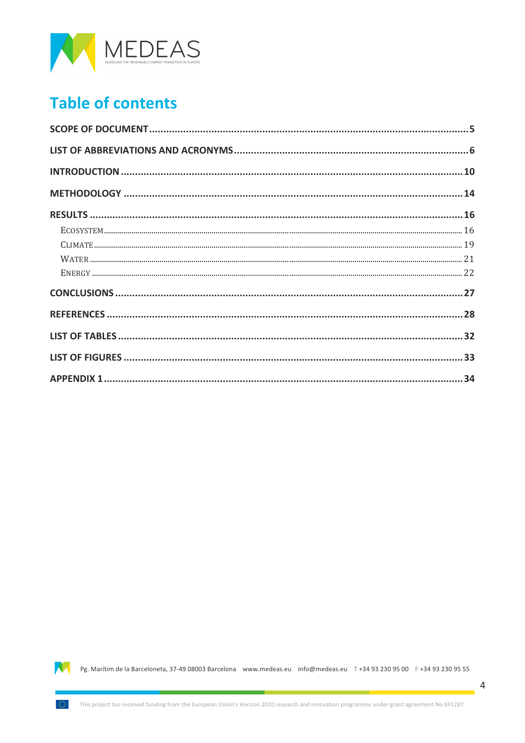# Table of contents

**SCOPE OF DOCUMENT** .......... 5

**LIST OF ABBREVIATIONS AND ACRONYMS** .......... 6

**INTRODUCTION** .......... 10

**METHODOLOGY** .......... 14

**RESULTS** .......... 16

- ECOSYSTEM .......... 16
- CLIMATE .......... 19
- WATER .......... 21
- ENERGY .......... 22

**CONCLUSIONS** .......... 27

**REFERENCES** .......... 28

**LIST OF TABLES** .......... 32

**LIST OF FIGURES** .......... 33

**APPENDIX 1** .......... 34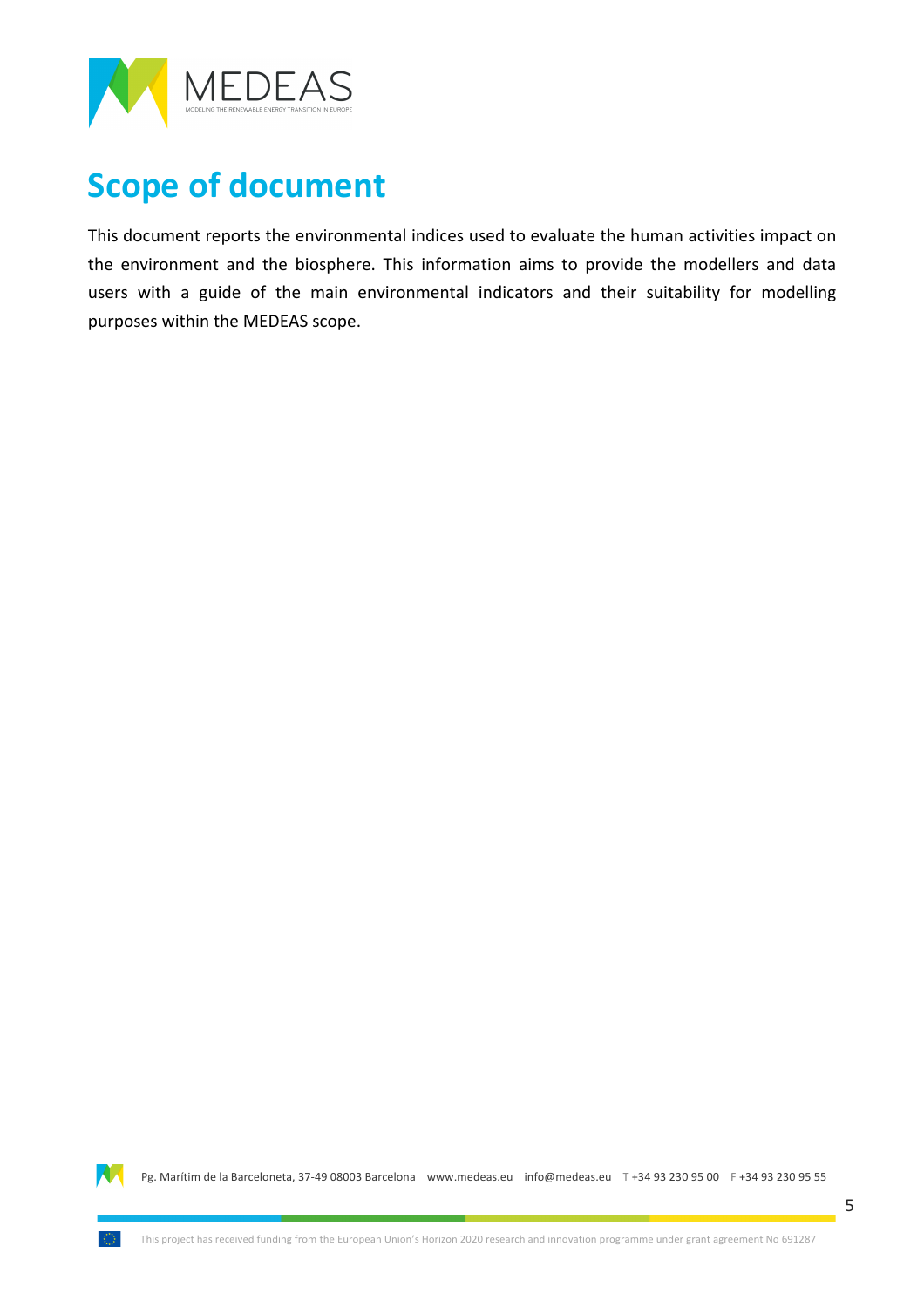# Scope of document

This document reports the environmental indices used to evaluate the human activities impact on the environment and the biosphere. This information aims to provide the modellers and data users with a guide of the main environmental indicators and their suitability for modelling purposes within the MEDEAS scope.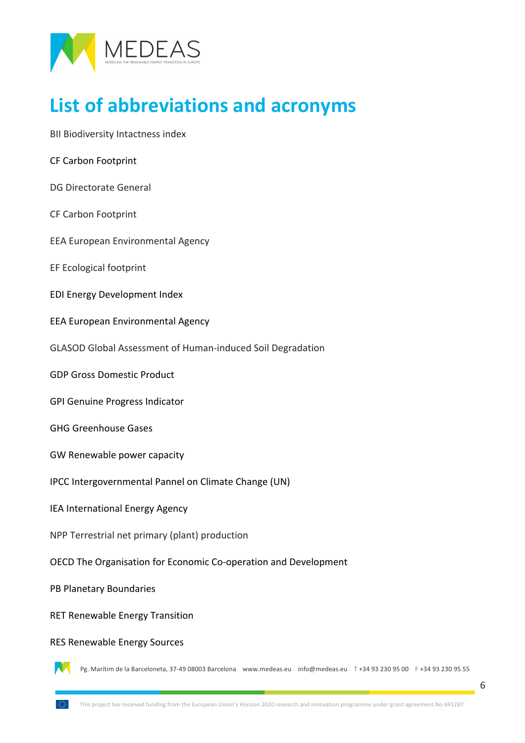# List of abbreviations and acronyms

BII Biodiversity Intactness index

CF Carbon Footprint

DG Directorate General

CF Carbon Footprint

EEA European Environmental Agency

EF Ecological footprint

EDI Energy Development Index

EEA European Environmental Agency

GLASOD Global Assessment of Human-induced Soil Degradation

GDP Gross Domestic Product

GPI Genuine Progress Indicator

GHG Greenhouse Gases

GW Renewable power capacity

IPCC Intergovernmental Pannel on Climate Change (UN)

IEA International Energy Agency

NPP Terrestrial net primary (plant) production

OECD The Organisation for Economic Co-operation and Development

PB Planetary Boundaries

RET Renewable Energy Transition

RES Renewable Energy Sources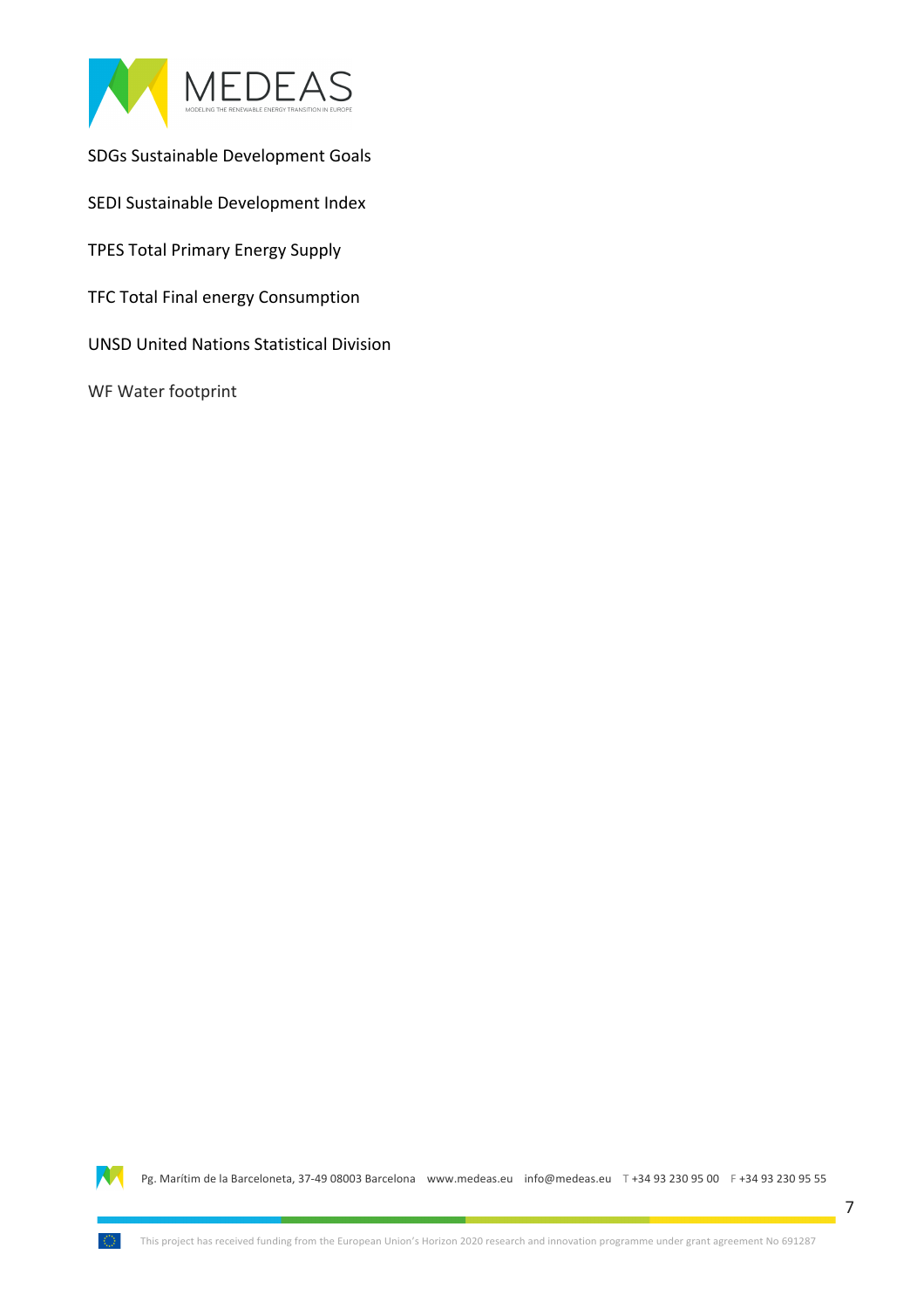SDGs Sustainable Development Goals

SEDI Sustainable Development Index

TPES Total Primary Energy Supply

TFC Total Final energy Consumption

UNSD United Nations Statistical Division

WF Water footprint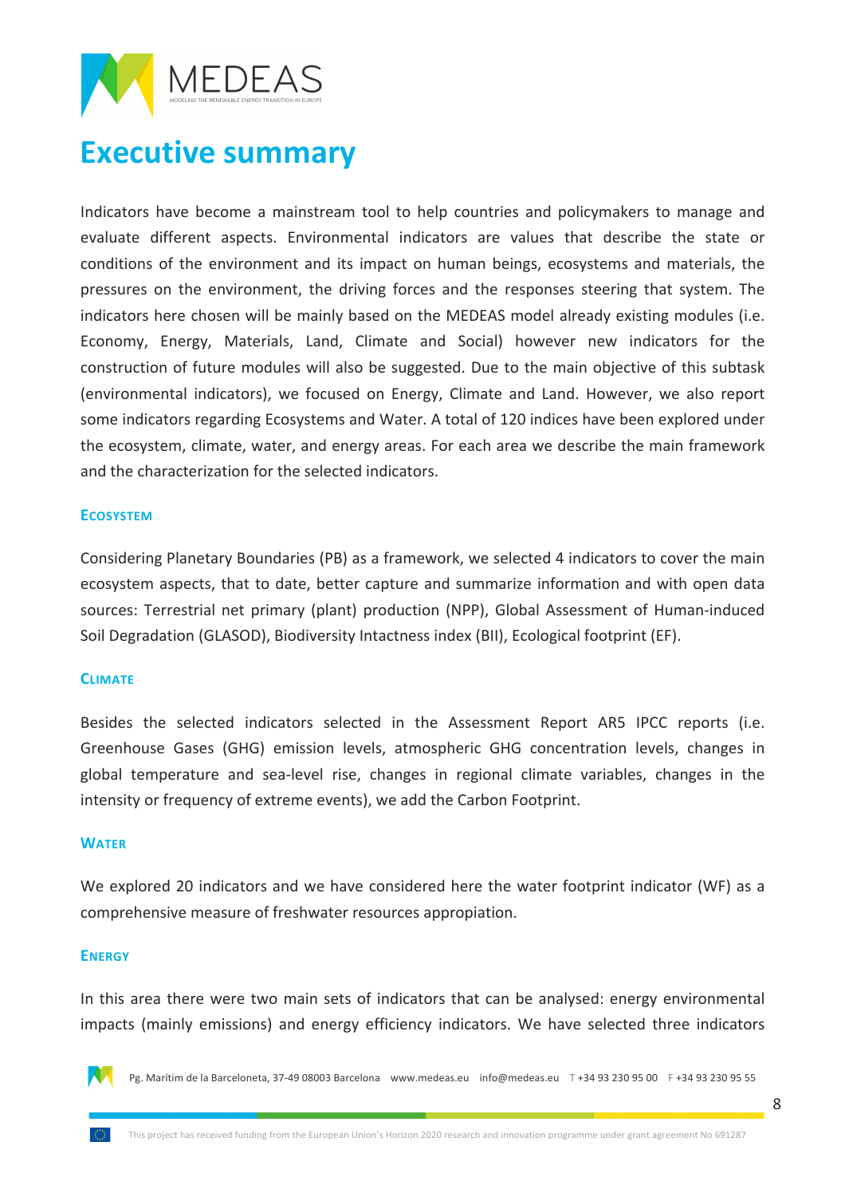# Executive summary

Indicators have become a mainstream tool to help countries and policymakers to manage and evaluate different aspects. Environmental indicators are values that describe the state or conditions of the environment and its impact on human beings, ecosystems and materials, the pressures on the environment, the driving forces and the responses steering that system. The indicators here chosen will be mainly based on the MEDEAS model already existing modules (i.e. Economy, Energy, Materials, Land, Climate and Social) however new indicators for the construction of future modules will also be suggested. Due to the main objective of this subtask (environmental indicators), we focused on Energy, Climate and Land. However, we also report some indicators regarding Ecosystems and Water. A total of 120 indices have been explored under the ecosystem, climate, water, and energy areas. For each area we describe the main framework and the characterization for the selected indicators.

#### Ecosystem

Considering Planetary Boundaries (PB) as a framework, we selected 4 indicators to cover the main ecosystem aspects, that to date, better capture and summarize information and with open data sources: Terrestrial net primary (plant) production (NPP), Global Assessment of Human-induced Soil Degradation (GLASOD), Biodiversity Intactness index (BII), Ecological footprint (EF).

#### Climate

Besides the selected indicators selected in the Assessment Report AR5 IPCC reports (i.e. Greenhouse Gases (GHG) emission levels, atmospheric GHG concentration levels, changes in global temperature and sea-level rise, changes in regional climate variables, changes in the intensity or frequency of extreme events), we add the Carbon Footprint.

#### Water

We explored 20 indicators and we have considered here the water footprint indicator (WF) as a comprehensive measure of freshwater resources appropiation.

#### Energy

In this area there were two main sets of indicators that can be analysed: energy environmental impacts (mainly emissions) and energy efficiency indicators. We have selected three indicators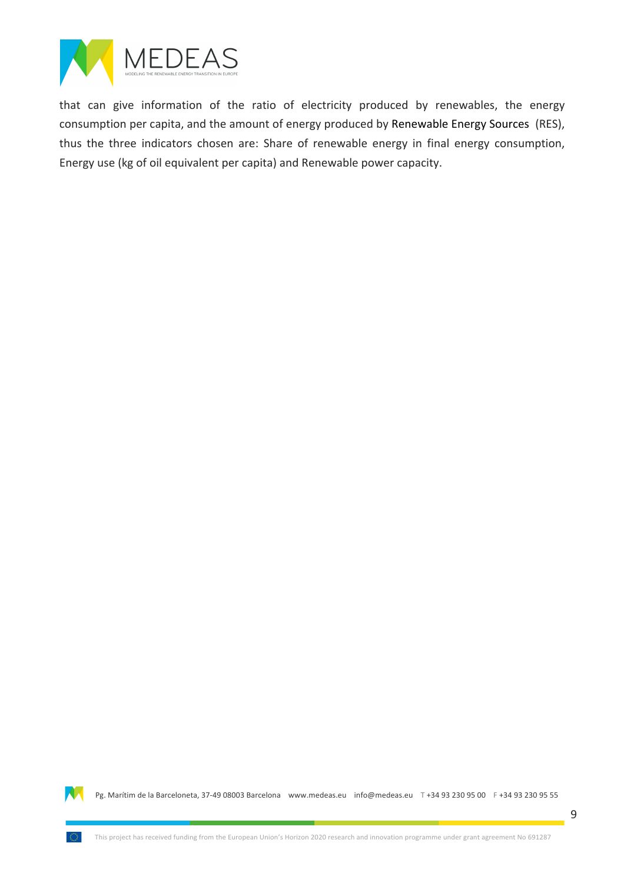that can give information of the ratio of electricity produced by renewables, the energy consumption per capita, and the amount of energy produced by Renewable Energy Sources (RES), thus the three indicators chosen are: Share of renewable energy in final energy consumption, Energy use (kg of oil equivalent per capita) and Renewable power capacity.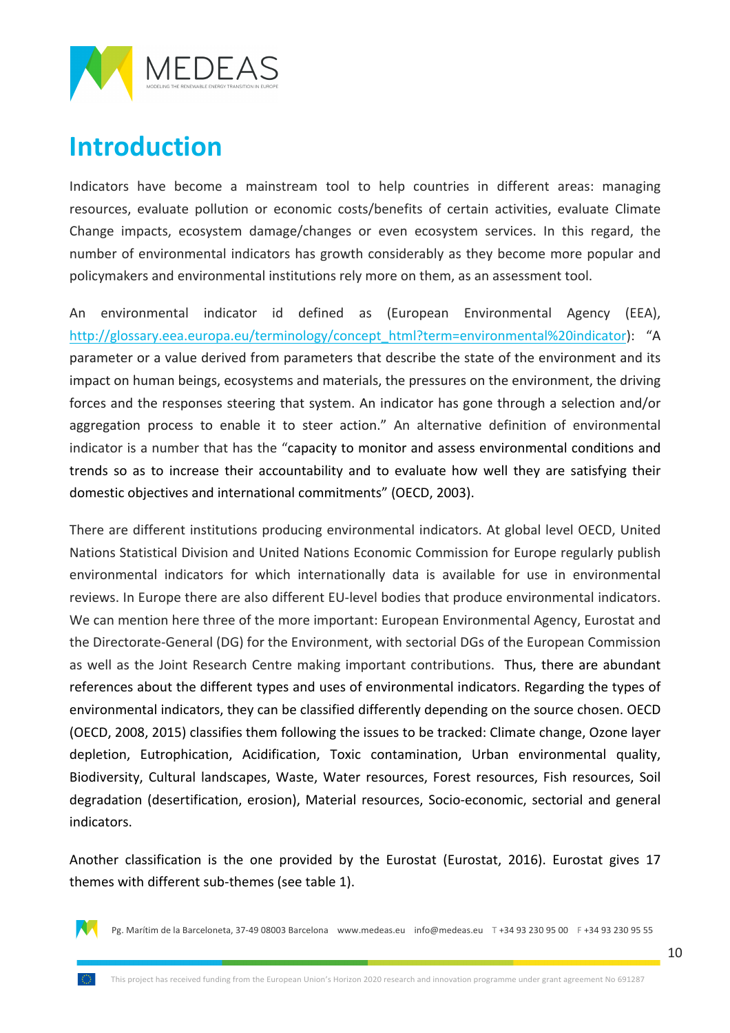# Introduction

Indicators have become a mainstream tool to help countries in different areas: managing resources, evaluate pollution or economic costs/benefits of certain activities, evaluate Climate Change impacts, ecosystem damage/changes or even ecosystem services. In this regard, the number of environmental indicators has growth considerably as they become more popular and policymakers and environmental institutions rely more on them, as an assessment tool.

An environmental indicator id defined as (European Environmental Agency (EEA), http://glossary.eea.europa.eu/terminology/concept_html?term=environmental%20indicator): "A parameter or a value derived from parameters that describe the state of the environment and its impact on human beings, ecosystems and materials, the pressures on the environment, the driving forces and the responses steering that system. An indicator has gone through a selection and/or aggregation process to enable it to steer action." An alternative definition of environmental indicator is a number that has the "capacity to monitor and assess environmental conditions and trends so as to increase their accountability and to evaluate how well they are satisfying their domestic objectives and international commitments" (OECD, 2003).

There are different institutions producing environmental indicators. At global level OECD, United Nations Statistical Division and United Nations Economic Commission for Europe regularly publish environmental indicators for which internationally data is available for use in environmental reviews. In Europe there are also different EU-level bodies that produce environmental indicators. We can mention here three of the more important: European Environmental Agency, Eurostat and the Directorate-General (DG) for the Environment, with sectorial DGs of the European Commission as well as the Joint Research Centre making important contributions. Thus, there are abundant references about the different types and uses of environmental indicators. Regarding the types of environmental indicators, they can be classified differently depending on the source chosen. OECD (OECD, 2008, 2015) classifies them following the issues to be tracked: Climate change, Ozone layer depletion, Eutrophication, Acidification, Toxic contamination, Urban environmental quality, Biodiversity, Cultural landscapes, Waste, Water resources, Forest resources, Fish resources, Soil degradation (desertification, erosion), Material resources, Socio-economic, sectorial and general indicators.

Another classification is the one provided by the Eurostat (Eurostat, 2016). Eurostat gives 17 themes with different sub-themes (see table 1).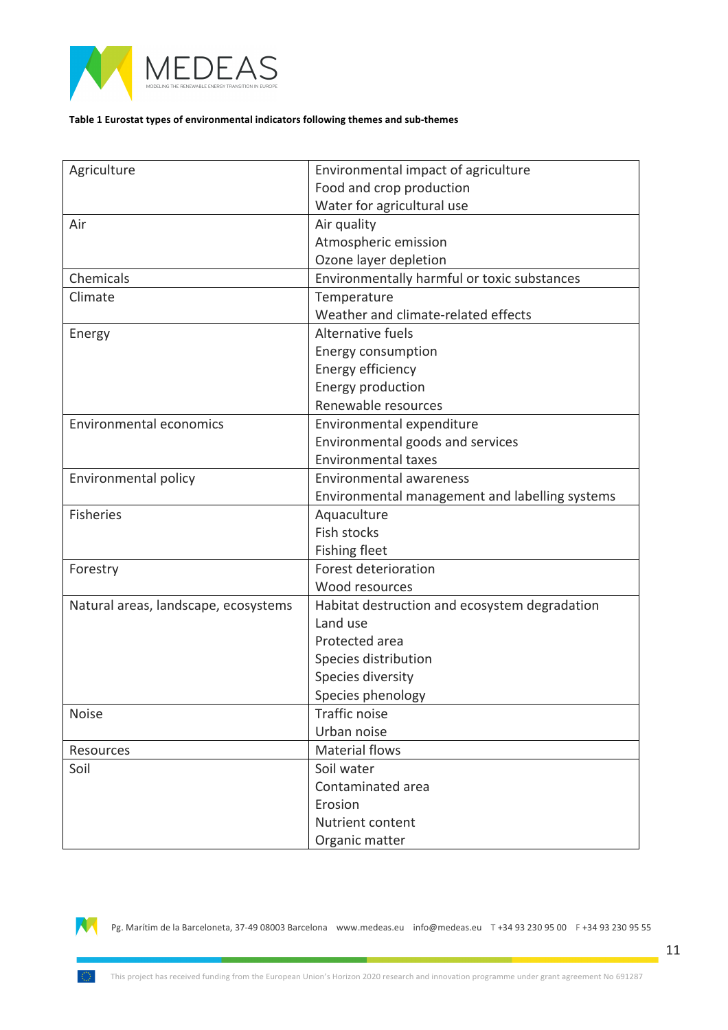**Table 1 Eurostat types of environmental indicators following themes and sub-themes**

| | |
|---|---|
| Agriculture | Environmental impact of agriculture<br>Food and crop production<br>Water for agricultural use |
| Air | Air quality<br>Atmospheric emission<br>Ozone layer depletion |
| Chemicals | Environmentally harmful or toxic substances |
| Climate | Temperature<br>Weather and climate-related effects |
| Energy | Alternative fuels<br>Energy consumption<br>Energy efficiency<br>Energy production<br>Renewable resources |
| Environmental economics | Environmental expenditure<br>Environmental goods and services<br>Environmental taxes |
| Environmental policy | Environmental awareness<br>Environmental management and labelling systems |
| Fisheries | Aquaculture<br>Fish stocks<br>Fishing fleet |
| Forestry | Forest deterioration<br>Wood resources |
| Natural areas, landscape, ecosystems | Habitat destruction and ecosystem degradation<br>Land use<br>Protected area<br>Species distribution<br>Species diversity<br>Species phenology |
| Noise | Traffic noise<br>Urban noise |
| Resources | Material flows |
| Soil | Soil water<br>Contaminated area<br>Erosion<br>Nutrient content<br>Organic matter |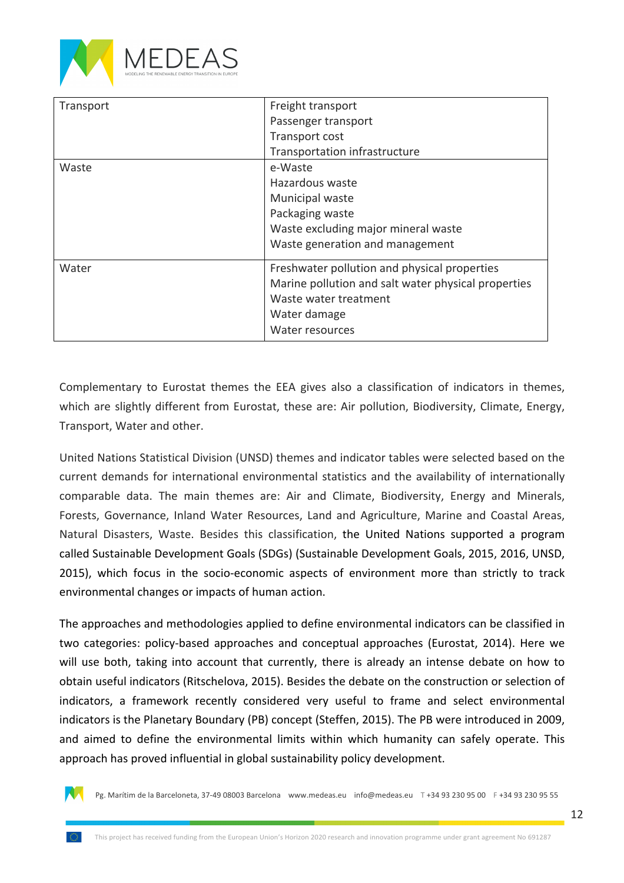| | |
|---|---|
| Transport | Freight transport<br>Passenger transport<br>Transport cost<br>Transportation infrastructure |
| Waste | e-Waste<br>Hazardous waste<br>Municipal waste<br>Packaging waste<br>Waste excluding major mineral waste<br>Waste generation and management |
| Water | Freshwater pollution and physical properties<br>Marine pollution and salt water physical properties<br>Waste water treatment<br>Water damage<br>Water resources |

Complementary to Eurostat themes the EEA gives also a classification of indicators in themes, which are slightly different from Eurostat, these are: Air pollution, Biodiversity, Climate, Energy, Transport, Water and other.

United Nations Statistical Division (UNSD) themes and indicator tables were selected based on the current demands for international environmental statistics and the availability of internationally comparable data. The main themes are: Air and Climate, Biodiversity, Energy and Minerals, Forests, Governance, Inland Water Resources, Land and Agriculture, Marine and Coastal Areas, Natural Disasters, Waste. Besides this classification, the United Nations supported a program called Sustainable Development Goals (SDGs) (Sustainable Development Goals, 2015, 2016, UNSD, 2015), which focus in the socio-economic aspects of environment more than strictly to track environmental changes or impacts of human action.

The approaches and methodologies applied to define environmental indicators can be classified in two categories: policy-based approaches and conceptual approaches (Eurostat, 2014). Here we will use both, taking into account that currently, there is already an intense debate on how to obtain useful indicators (Ritschelova, 2015). Besides the debate on the construction or selection of indicators, a framework recently considered very useful to frame and select environmental indicators is the Planetary Boundary (PB) concept (Steffen, 2015). The PB were introduced in 2009, and aimed to define the environmental limits within which humanity can safely operate. This approach has proved influential in global sustainability policy development.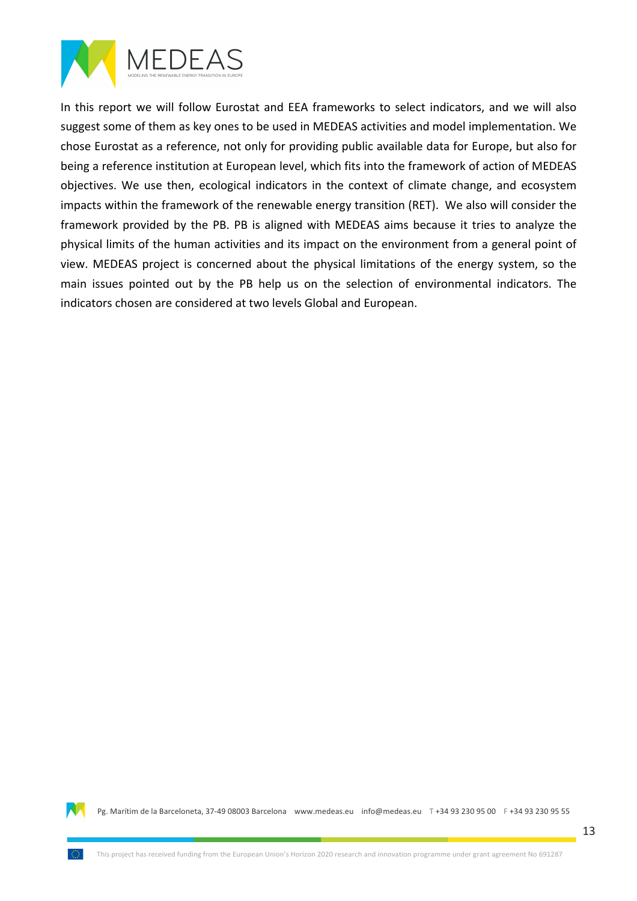In this report we will follow Eurostat and EEA frameworks to select indicators, and we will also suggest some of them as key ones to be used in MEDEAS activities and model implementation. We chose Eurostat as a reference, not only for providing public available data for Europe, but also for being a reference institution at European level, which fits into the framework of action of MEDEAS objectives. We use then, ecological indicators in the context of climate change, and ecosystem impacts within the framework of the renewable energy transition (RET). We also will consider the framework provided by the PB. PB is aligned with MEDEAS aims because it tries to analyze the physical limits of the human activities and its impact on the environment from a general point of view. MEDEAS project is concerned about the physical limitations of the energy system, so the main issues pointed out by the PB help us on the selection of environmental indicators. The indicators chosen are considered at two levels Global and European.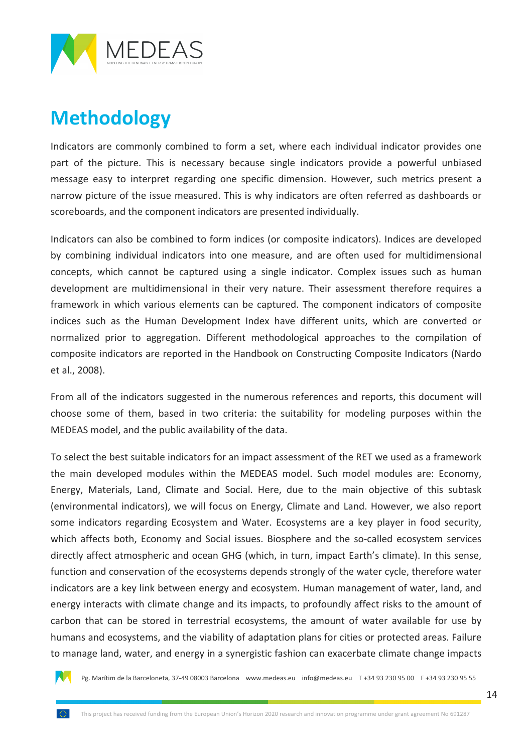# Methodology

Indicators are commonly combined to form a set, where each individual indicator provides one part of the picture. This is necessary because single indicators provide a powerful unbiased message easy to interpret regarding one specific dimension. However, such metrics present a narrow picture of the issue measured. This is why indicators are often referred as dashboards or scoreboards, and the component indicators are presented individually.

Indicators can also be combined to form indices (or composite indicators). Indices are developed by combining individual indicators into one measure, and are often used for multidimensional concepts, which cannot be captured using a single indicator. Complex issues such as human development are multidimensional in their very nature. Their assessment therefore requires a framework in which various elements can be captured. The component indicators of composite indices such as the Human Development Index have different units, which are converted or normalized prior to aggregation. Different methodological approaches to the compilation of composite indicators are reported in the Handbook on Constructing Composite Indicators (Nardo et al., 2008).

From all of the indicators suggested in the numerous references and reports, this document will choose some of them, based in two criteria: the suitability for modeling purposes within the MEDEAS model, and the public availability of the data.

To select the best suitable indicators for an impact assessment of the RET we used as a framework the main developed modules within the MEDEAS model. Such model modules are: Economy, Energy, Materials, Land, Climate and Social. Here, due to the main objective of this subtask (environmental indicators), we will focus on Energy, Climate and Land. However, we also report some indicators regarding Ecosystem and Water. Ecosystems are a key player in food security, which affects both, Economy and Social issues. Biosphere and the so-called ecosystem services directly affect atmospheric and ocean GHG (which, in turn, impact Earth's climate). In this sense, function and conservation of the ecosystems depends strongly of the water cycle, therefore water indicators are a key link between energy and ecosystem. Human management of water, land, and energy interacts with climate change and its impacts, to profoundly affect risks to the amount of carbon that can be stored in terrestrial ecosystems, the amount of water available for use by humans and ecosystems, and the viability of adaptation plans for cities or protected areas. Failure to manage land, water, and energy in a synergistic fashion can exacerbate climate change impacts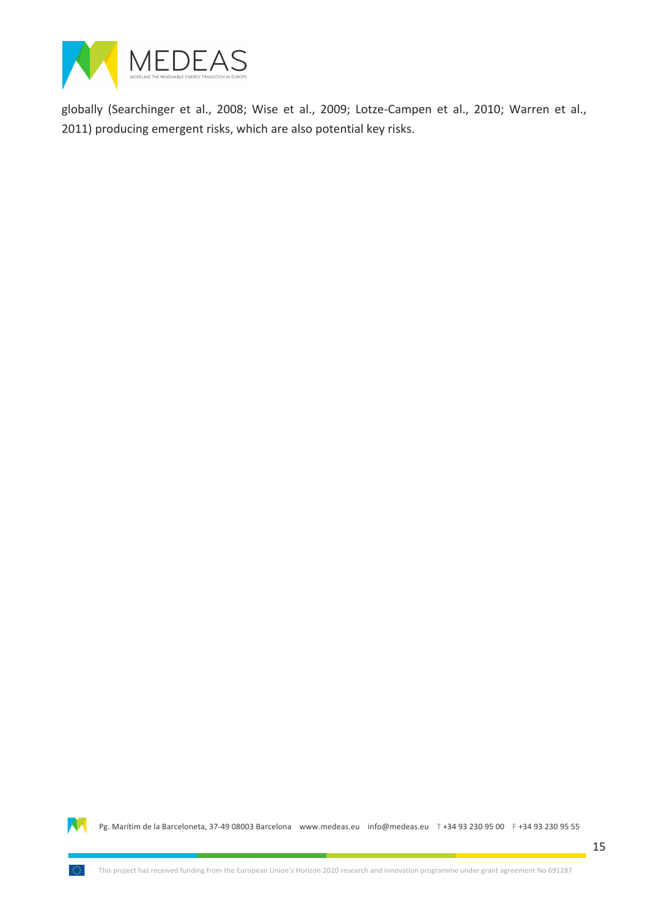globally (Searchinger et al., 2008; Wise et al., 2009; Lotze-Campen et al., 2010; Warren et al., 2011) producing emergent risks, which are also potential key risks.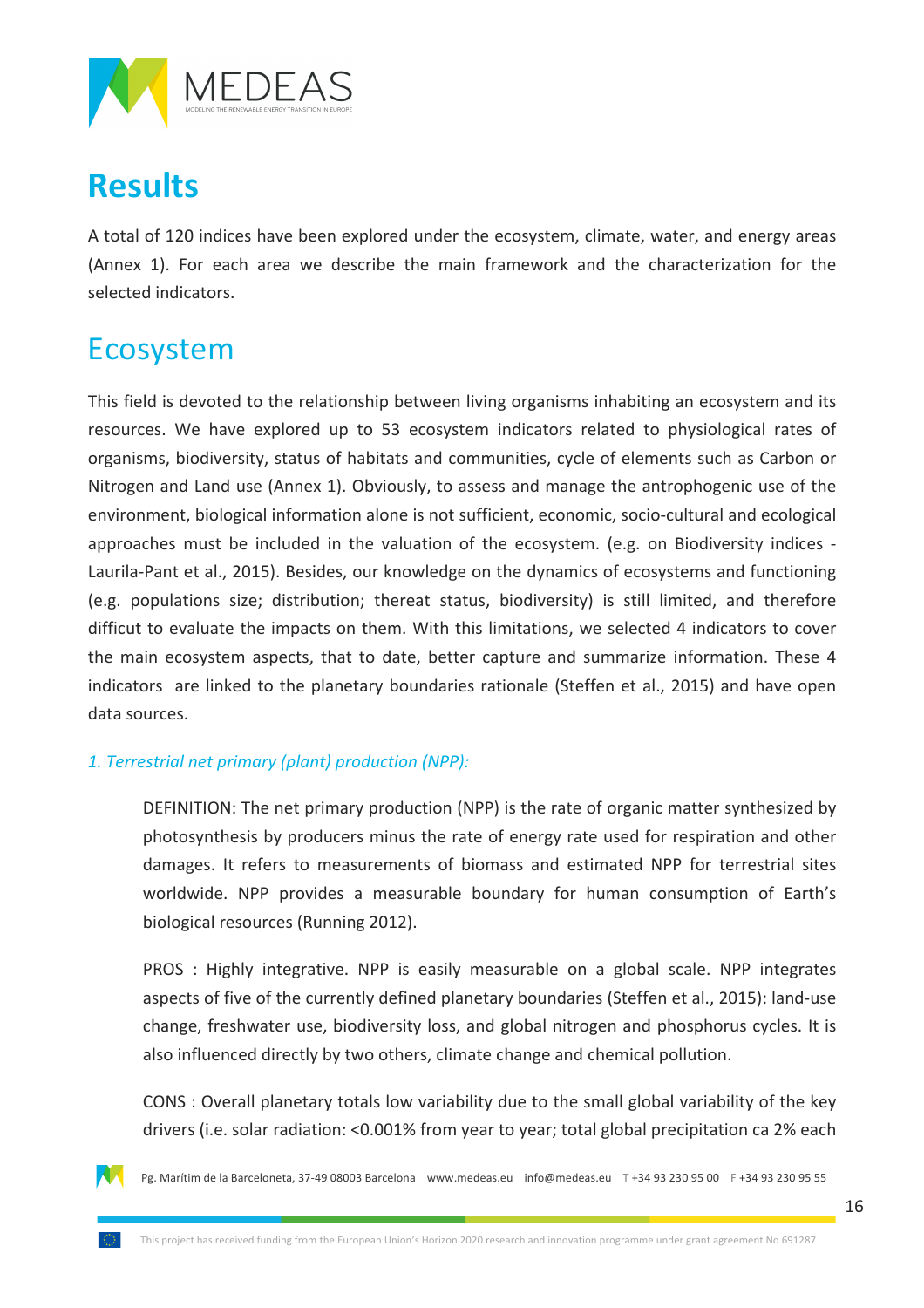# Results

A total of 120 indices have been explored under the ecosystem, climate, water, and energy areas (Annex 1). For each area we describe the main framework and the characterization for the selected indicators.

## Ecosystem

This field is devoted to the relationship between living organisms inhabiting an ecosystem and its resources. We have explored up to 53 ecosystem indicators related to physiological rates of organisms, biodiversity, status of habitats and communities, cycle of elements such as Carbon or Nitrogen and Land use (Annex 1). Obviously, to assess and manage the antrophogenic use of the environment, biological information alone is not sufficient, economic, socio-cultural and ecological approaches must be included in the valuation of the ecosystem. (e.g. on Biodiversity indices - Laurila-Pant et al., 2015). Besides, our knowledge on the dynamics of ecosystems and functioning (e.g. populations size; distribution; thereat status, biodiversity) is still limited, and therefore difficut to evaluate the impacts on them. With this limitations, we selected 4 indicators to cover the main ecosystem aspects, that to date, better capture and summarize information. These 4 indicators are linked to the planetary boundaries rationale (Steffen et al., 2015) and have open data sources.

*1. Terrestrial net primary (plant) production (NPP):*

DEFINITION: The net primary production (NPP) is the rate of organic matter synthesized by photosynthesis by producers minus the rate of energy rate used for respiration and other damages. It refers to measurements of biomass and estimated NPP for terrestrial sites worldwide. NPP provides a measurable boundary for human consumption of Earth's biological resources (Running 2012).

PROS : Highly integrative. NPP is easily measurable on a global scale. NPP integrates aspects of five of the currently defined planetary boundaries (Steffen et al., 2015): land-use change, freshwater use, biodiversity loss, and global nitrogen and phosphorus cycles. It is also influenced directly by two others, climate change and chemical pollution.

CONS : Overall planetary totals low variability due to the small global variability of the key drivers (i.e. solar radiation: <0.001% from year to year; total global precipitation ca 2% each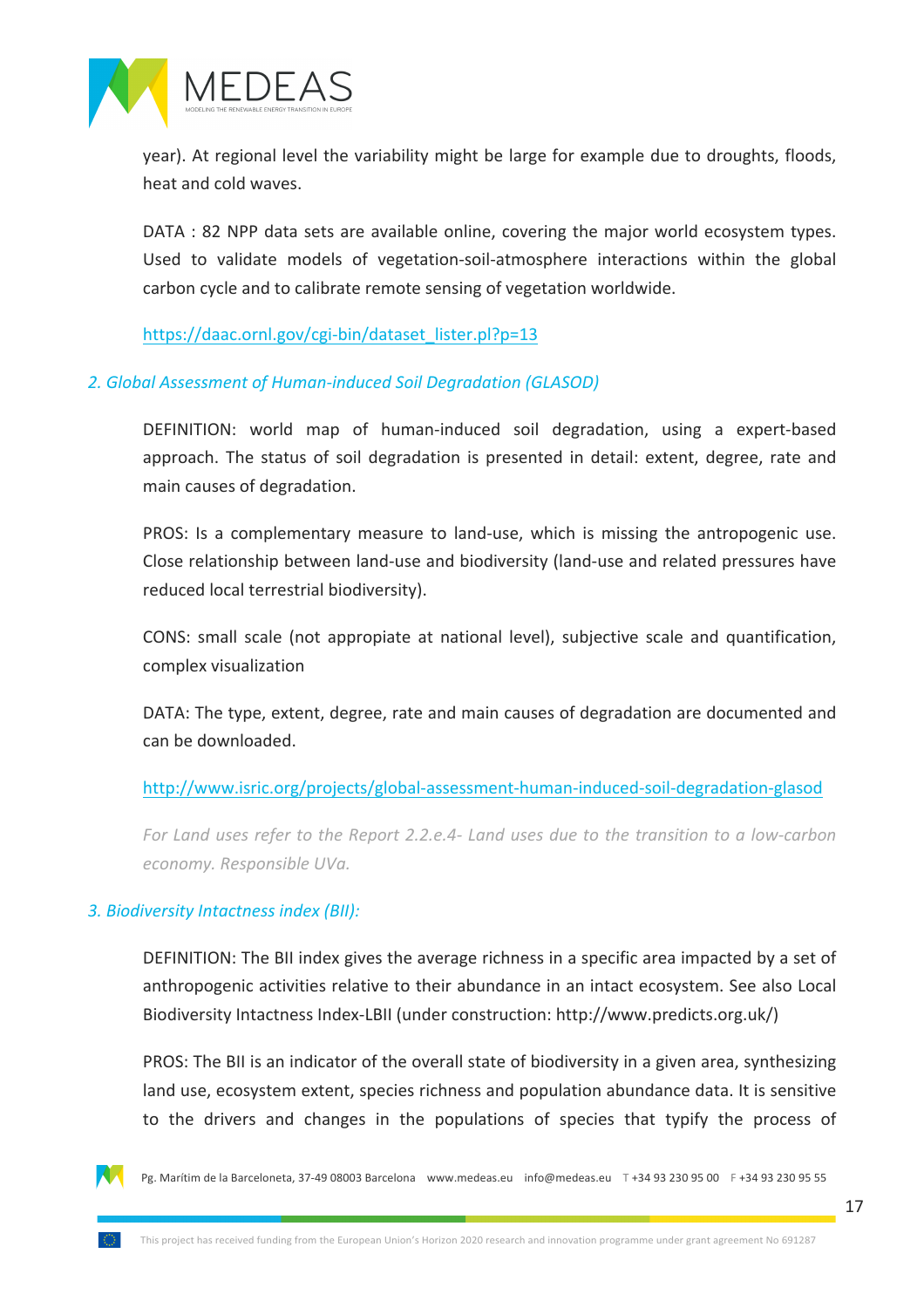year). At regional level the variability might be large for example due to droughts, floods, heat and cold waves.

DATA : 82 NPP data sets are available online, covering the major world ecosystem types. Used to validate models of vegetation-soil-atmosphere interactions within the global carbon cycle and to calibrate remote sensing of vegetation worldwide.

https://daac.ornl.gov/cgi-bin/dataset_lister.pl?p=13

### *2. Global Assessment of Human-induced Soil Degradation (GLASOD)*

DEFINITION: world map of human-induced soil degradation, using a expert-based approach. The status of soil degradation is presented in detail: extent, degree, rate and main causes of degradation.

PROS: Is a complementary measure to land-use, which is missing the antropogenic use. Close relationship between land-use and biodiversity (land-use and related pressures have reduced local terrestrial biodiversity).

CONS: small scale (not appopiate at national level), subjective scale and quantification, complex visualization

DATA: The type, extent, degree, rate and main causes of degradation are documented and can be downloaded.

http://www.isric.org/projects/global-assessment-human-induced-soil-degradation-glasod

*For Land uses refer to the Report 2.2.e.4- Land uses due to the transition to a low-carbon economy. Responsible UVa.*

### *3. Biodiversity Intactness index (BII):*

DEFINITION: The BII index gives the average richness in a specific area impacted by a set of anthropogenic activities relative to their abundance in an intact ecosystem. See also Local Biodiversity Intactness Index-LBII (under construction: http://www.predicts.org.uk/)

PROS: The BII is an indicator of the overall state of biodiversity in a given area, synthesizing land use, ecosystem extent, species richness and population abundance data. It is sensitive to the drivers and changes in the populations of species that typify the process of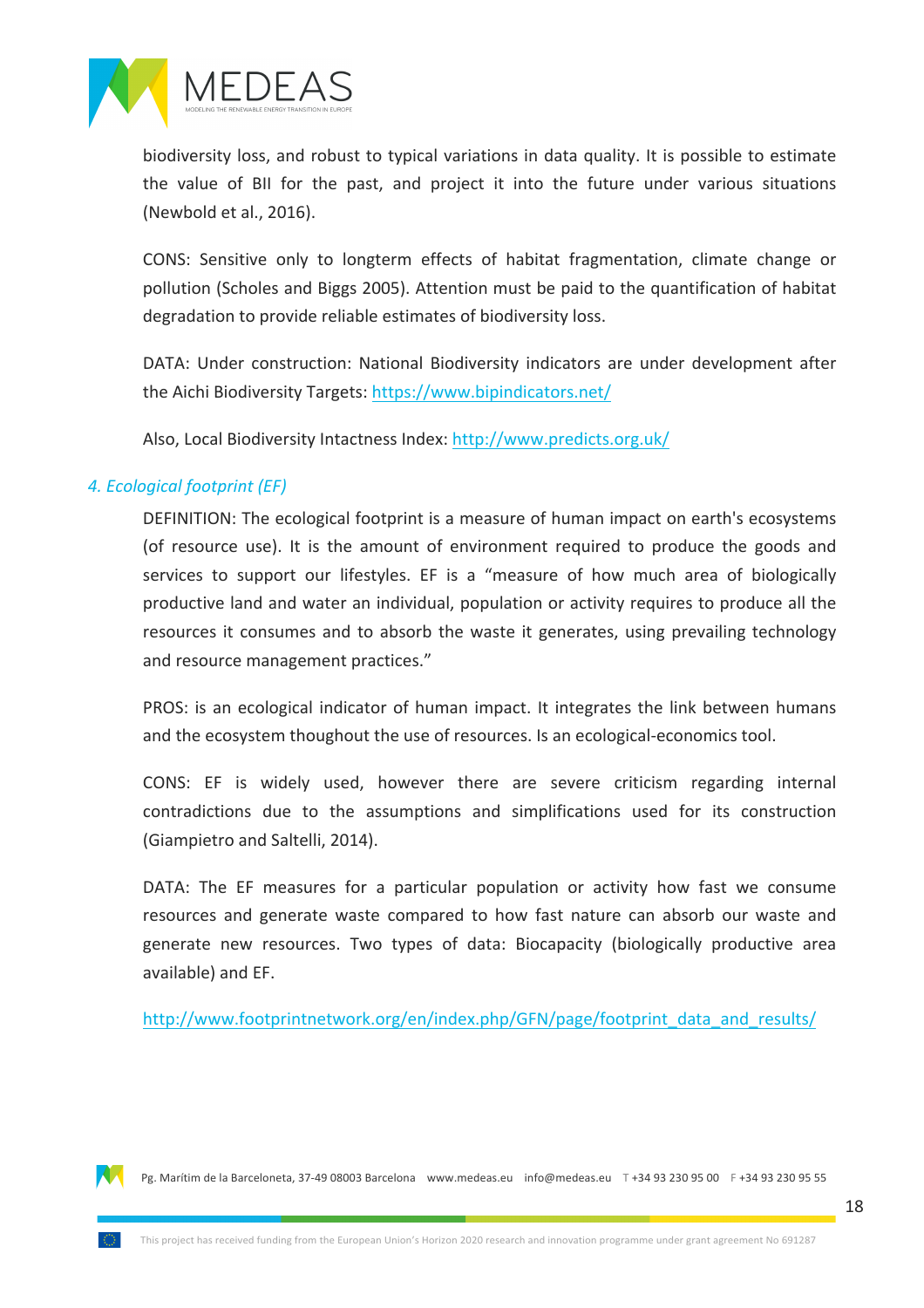biodiversity loss, and robust to typical variations in data quality. It is possible to estimate the value of BII for the past, and project it into the future under various situations (Newbold et al., 2016).

CONS: Sensitive only to longterm effects of habitat fragmentation, climate change or pollution (Scholes and Biggs 2005). Attention must be paid to the quantification of habitat degradation to provide reliable estimates of biodiversity loss.

DATA: Under construction: National Biodiversity indicators are under development after the Aichi Biodiversity Targets: https://www.bipindicators.net/

Also, Local Biodiversity Intactness Index: http://www.predicts.org.uk/

### *4. Ecological footprint (EF)*

DEFINITION: The ecological footprint is a measure of human impact on earth's ecosystems (of resource use). It is the amount of environment required to produce the goods and services to support our lifestyles. EF is a "measure of how much area of biologically productive land and water an individual, population or activity requires to produce all the resources it consumes and to absorb the waste it generates, using prevailing technology and resource management practices."

PROS: is an ecological indicator of human impact. It integrates the link between humans and the ecosystem thoughout the use of resources. Is an ecological-economics tool.

CONS: EF is widely used, however there are severe criticism regarding internal contradictions due to the assumptions and simplifications used for its construction (Giampietro and Saltelli, 2014).

DATA: The EF measures for a particular population or activity how fast we consume resources and generate waste compared to how fast nature can absorb our waste and generate new resources. Two types of data: Biocapacity (biologically productive area available) and EF.

http://www.footprintnetwork.org/en/index.php/GFN/page/footprint_data_and_results/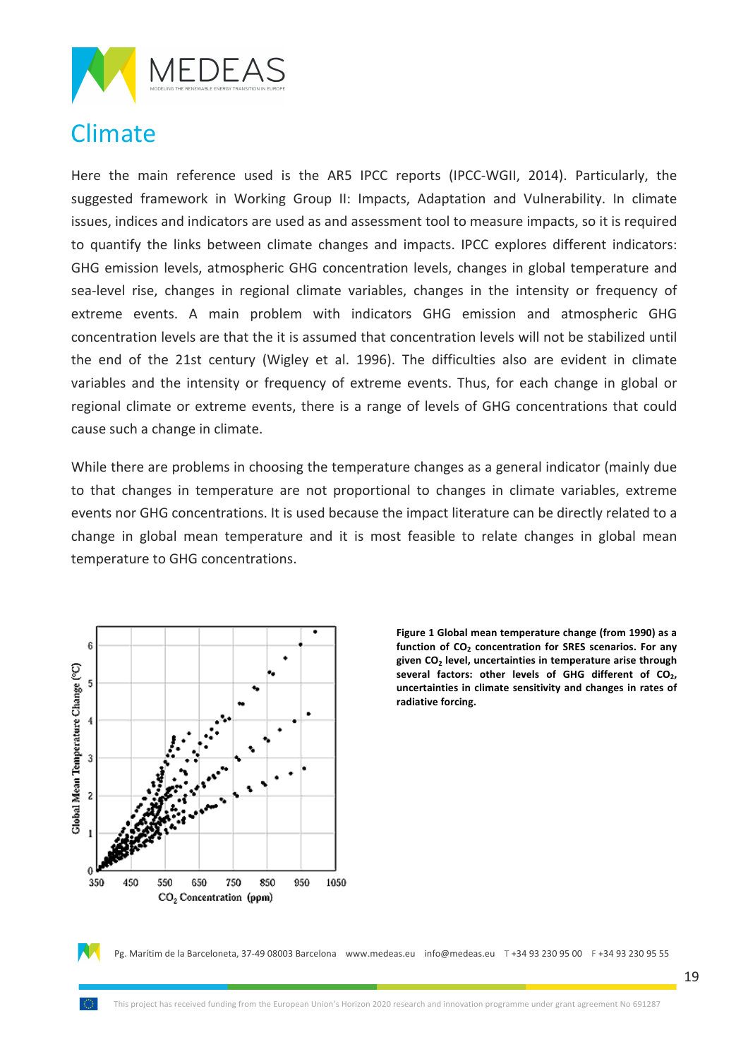# Climate

Here the main reference used is the AR5 IPCC reports (IPCC-WGII, 2014). Particularly, the suggested framework in Working Group II: Impacts, Adaptation and Vulnerability. In climate issues, indices and indicators are used as and assessment tool to measure impacts, so it is required to quantify the links between climate changes and impacts. IPCC explores different indicators: GHG emission levels, atmospheric GHG concentration levels, changes in global temperature and sea-level rise, changes in regional climate variables, changes in the intensity or frequency of extreme events. A main problem with indicators GHG emission and atmospheric GHG concentration levels are that the it is assumed that concentration levels will not be stabilized until the end of the 21st century (Wigley et al. 1996). The difficulties also are evident in climate variables and the intensity or frequency of extreme events. Thus, for each change in global or regional climate or extreme events, there is a range of levels of GHG concentrations that could cause such a change in climate.

While there are problems in choosing the temperature changes as a general indicator (mainly due to that changes in temperature are not proportional to changes in climate variables, extreme events nor GHG concentrations. It is used because the impact literature can be directly related to a change in global mean temperature and it is most feasible to relate changes in global mean temperature to GHG concentrations.

**Figure 1 Global mean temperature change (from 1990) as a function of $CO_2$ concentration for SRES scenarios. For any given $CO_2$ level, uncertainties in temperature arise through several factors: other levels of GHG different of $CO_2$, uncertainties in climate sensitivity and changes in rates of radiative forcing.**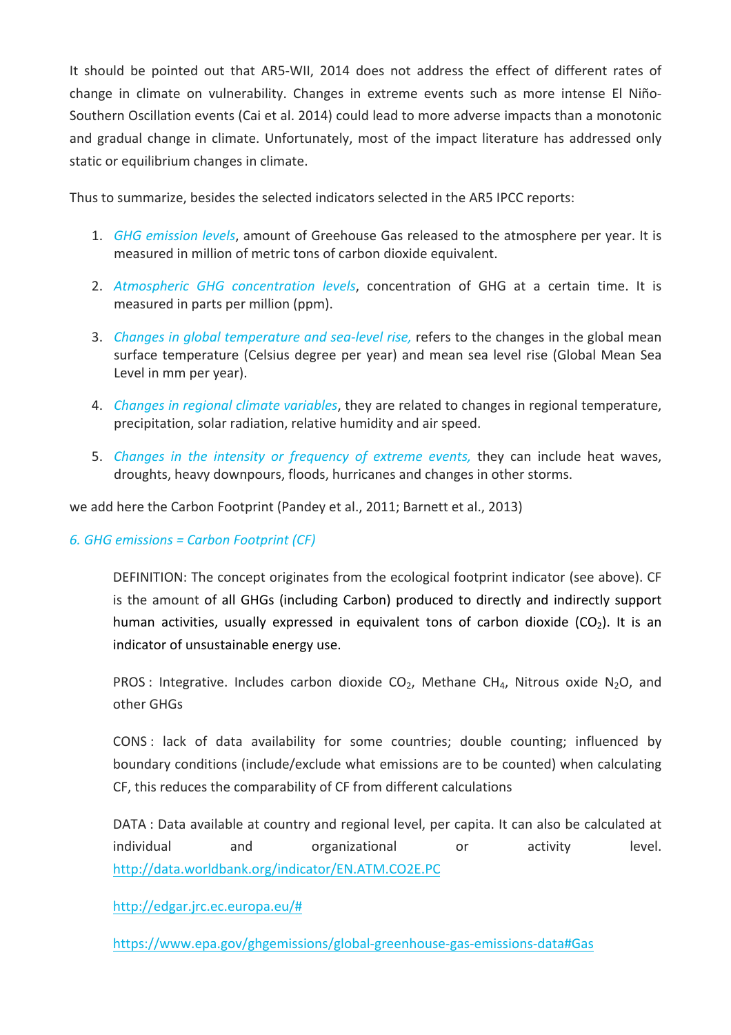It should be pointed out that AR5-WII, 2014 does not address the effect of different rates of change in climate on vulnerability. Changes in extreme events such as more intense El Niño-Southern Oscillation events (Cai et al. 2014) could lead to more adverse impacts than a monotonic and gradual change in climate. Unfortunately, most of the impact literature has addressed only static or equilibrium changes in climate.

Thus to summarize, besides the selected indicators selected in the AR5 IPCC reports:

1. *GHG emission levels*, amount of Greehouse Gas released to the atmosphere per year. It is measured in million of metric tons of carbon dioxide equivalent.
2. *Atmospheric GHG concentration levels*, concentration of GHG at a certain time. It is measured in parts per million (ppm).
3. *Changes in global temperature and sea-level rise,* refers to the changes in the global mean surface temperature (Celsius degree per year) and mean sea level rise (Global Mean Sea Level in mm per year).
4. *Changes in regional climate variables*, they are related to changes in regional temperature, precipitation, solar radiation, relative humidity and air speed.
5. *Changes in the intensity or frequency of extreme events,* they can include heat waves, droughts, heavy downpours, floods, hurricanes and changes in other storms.

we add here the Carbon Footprint (Pandey et al., 2011; Barnett et al., 2013)

*6. GHG emissions = Carbon Footprint (CF)*

DEFINITION: The concept originates from the ecological footprint indicator (see above). CF is the amount of all GHGs (including Carbon) produced to directly and indirectly support human activities, usually expressed in equivalent tons of carbon dioxide ($CO_2$). It is an indicator of unsustainable energy use.

PROS : Integrative. Includes carbon dioxide $CO_2$, Methane $CH_4$, Nitrous oxide $N_2O$, and other GHGs

CONS : lack of data availability for some countries; double counting; influenced by boundary conditions (include/exclude what emissions are to be counted) when calculating CF, this reduces the comparability of CF from different calculations

DATA : Data available at country and regional level, per capita. It can also be calculated at individual and organizational or activity level. http://data.worldbank.org/indicator/EN.ATM.CO2E.PC

http://edgar.jrc.ec.europa.eu/#

https://www.epa.gov/ghgemissions/global-greenhouse-gas-emissions-data#Gas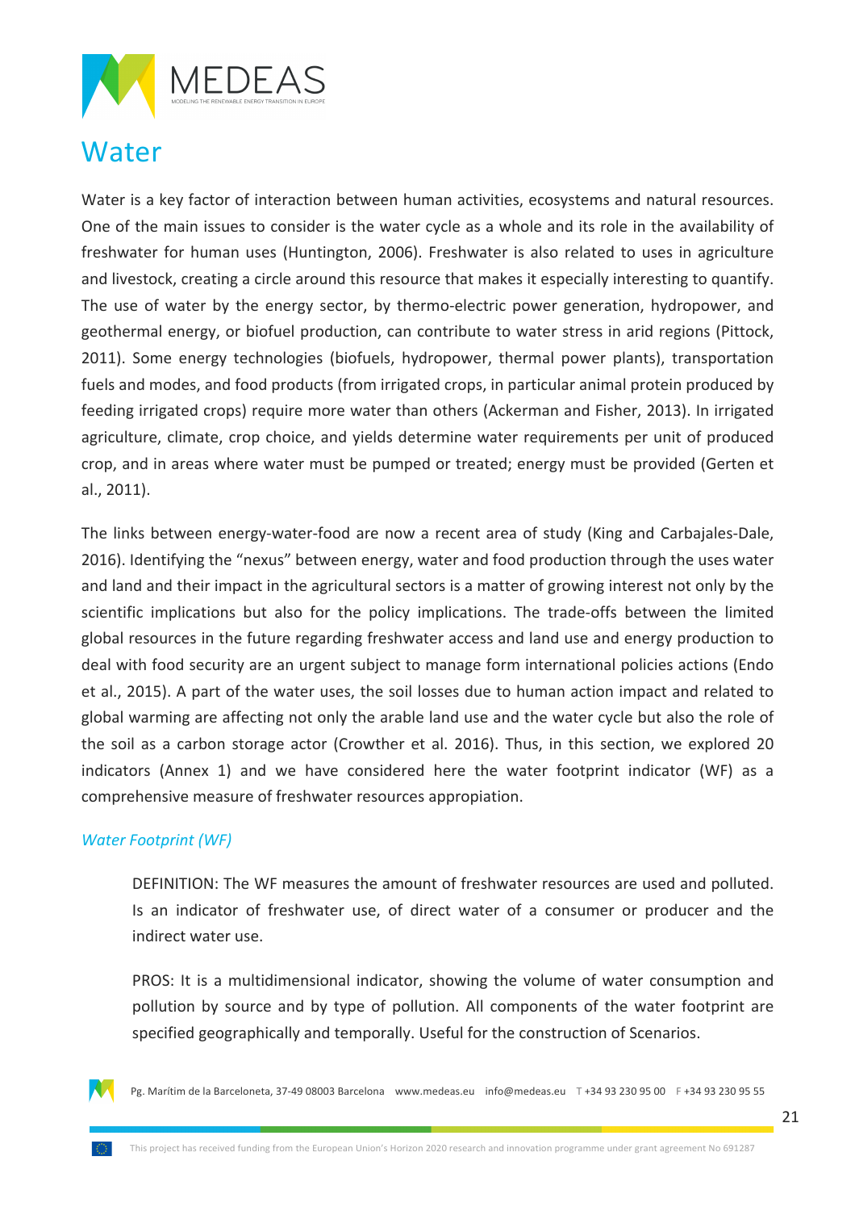# Water

Water is a key factor of interaction between human activities, ecosystems and natural resources. One of the main issues to consider is the water cycle as a whole and its role in the availability of freshwater for human uses (Huntington, 2006). Freshwater is also related to uses in agriculture and livestock, creating a circle around this resource that makes it especially interesting to quantify. The use of water by the energy sector, by thermo-electric power generation, hydropower, and geothermal energy, or biofuel production, can contribute to water stress in arid regions (Pittock, 2011). Some energy technologies (biofuels, hydropower, thermal power plants), transportation fuels and modes, and food products (from irrigated crops, in particular animal protein produced by feeding irrigated crops) require more water than others (Ackerman and Fisher, 2013). In irrigated agriculture, climate, crop choice, and yields determine water requirements per unit of produced crop, and in areas where water must be pumped or treated; energy must be provided (Gerten et al., 2011).

The links between energy-water-food are now a recent area of study (King and Carbajales-Dale, 2016). Identifying the "nexus" between energy, water and food production through the uses water and land and their impact in the agricultural sectors is a matter of growing interest not only by the scientific implications but also for the policy implications. The trade-offs between the limited global resources in the future regarding freshwater access and land use and energy production to deal with food security are an urgent subject to manage form international policies actions (Endo et al., 2015). A part of the water uses, the soil losses due to human action impact and related to global warming are affecting not only the arable land use and the water cycle but also the role of the soil as a carbon storage actor (Crowther et al. 2016). Thus, in this section, we explored 20 indicators (Annex 1) and we have considered here the water footprint indicator (WF) as a comprehensive measure of freshwater resources appropiation.

### *Water Footprint (WF)*

DEFINITION: The WF measures the amount of freshwater resources are used and polluted. Is an indicator of freshwater use, of direct water of a consumer or producer and the indirect water use.

PROS: It is a multidimensional indicator, showing the volume of water consumption and pollution by source and by type of pollution. All components of the water footprint are specified geographically and temporally. Useful for the construction of Scenarios.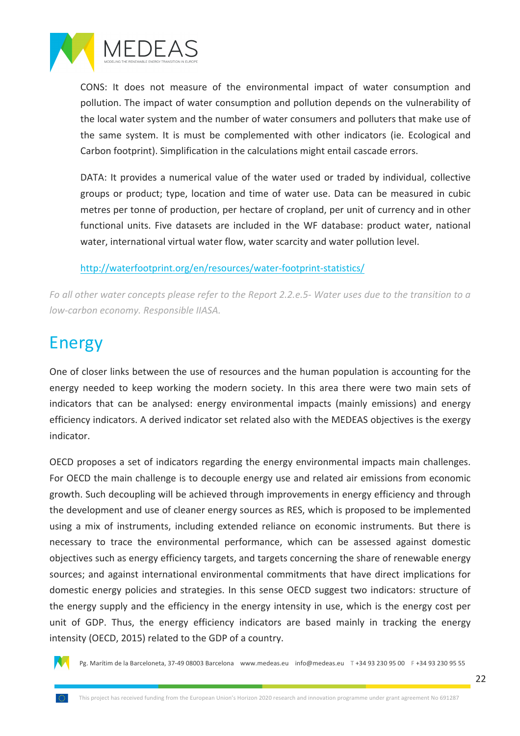CONS: It does not measure of the environmental impact of water consumption and pollution. The impact of water consumption and pollution depends on the vulnerability of the local water system and the number of water consumers and polluters that make use of the same system. It is must be complemented with other indicators (ie. Ecological and Carbon footprint). Simplification in the calculations might entail cascade errors.

DATA: It provides a numerical value of the water used or traded by individual, collective groups or product; type, location and time of water use. Data can be measured in cubic metres per tonne of production, per hectare of cropland, per unit of currency and in other functional units. Five datasets are included in the WF database: product water, national water, international virtual water flow, water scarcity and water pollution level.

http://waterfootprint.org/en/resources/water-footprint-statistics/

*Fo all other water concepts please refer to the Report 2.2.e.5- Water uses due to the transition to a low-carbon economy. Responsible IIASA.*

# Energy

One of closer links between the use of resources and the human population is accounting for the energy needed to keep working the modern society. In this area there were two main sets of indicators that can be analysed: energy environmental impacts (mainly emissions) and energy efficiency indicators. A derived indicator set related also with the MEDEAS objectives is the exergy indicator.

OECD proposes a set of indicators regarding the energy environmental impacts main challenges. For OECD the main challenge is to decouple energy use and related air emissions from economic growth. Such decoupling will be achieved through improvements in energy efficiency and through the development and use of cleaner energy sources as RES, which is proposed to be implemented using a mix of instruments, including extended reliance on economic instruments. But there is necessary to trace the environmental performance, which can be assessed against domestic objectives such as energy efficiency targets, and targets concerning the share of renewable energy sources; and against international environmental commitments that have direct implications for domestic energy policies and strategies. In this sense OECD suggest two indicators: structure of the energy supply and the efficiency in the energy intensity in use, which is the energy cost per unit of GDP. Thus, the energy efficiency indicators are based mainly in tracking the energy intensity (OECD, 2015) related to the GDP of a country.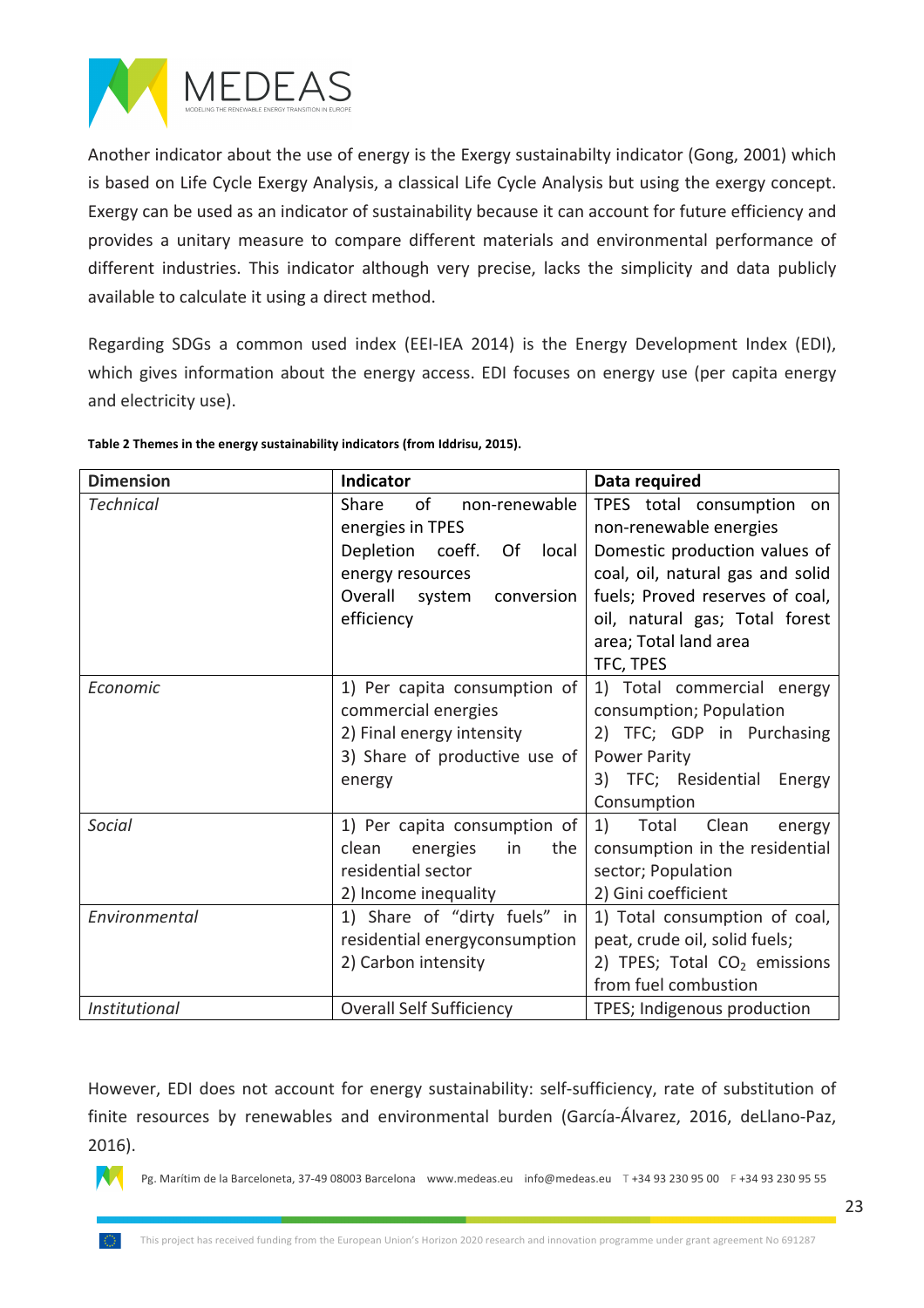Another indicator about the use of energy is the Exergy sustainabilty indicator (Gong, 2001) which is based on Life Cycle Exergy Analysis, a classical Life Cycle Analysis but using the exergy concept. Exergy can be used as an indicator of sustainability because it can account for future efficiency and provides a unitary measure to compare different materials and environmental performance of different industries. This indicator although very precise, lacks the simplicity and data publicly available to calculate it using a direct method.

Regarding SDGs a common used index (EEI-IEA 2014) is the Energy Development Index (EDI), which gives information about the energy access. EDI focuses on energy use (per capita energy and electricity use).

**Table 2 Themes in the energy sustainability indicators (from Iddrisu, 2015).**

| Dimension | Indicator | Data required |
|---|---|---|
| *Technical* | Share of non-renewable energies in TPES<br>Depletion coeff. Of local energy resources<br>Overall system conversion efficiency | TPES total consumption on non-renewable energies<br>Domestic production values of coal, oil, natural gas and solid fuels; Proved reserves of coal, oil, natural gas; Total forest area; Total land area<br>TFC, TPES |
| *Economic* | 1) Per capita consumption of commercial energies<br>2) Final energy intensity<br>3) Share of productive use of energy | 1) Total commercial energy consumption; Population<br>2) TFC; GDP in Purchasing Power Parity<br>3) TFC; Residential Energy Consumption |
| *Social* | 1) Per capita consumption of clean energies in the residential sector<br>2) Income inequality | 1) Total Clean energy consumption in the residential sector; Population<br>2) Gini coefficient |
| *Environmental* | 1) Share of "dirty fuels" in residential energyconsumption<br>2) Carbon intensity | 1) Total consumption of coal, peat, crude oil, solid fuels;<br>2) TPES; Total $CO_2$ emissions from fuel combustion |
| *Institutional* | Overall Self Sufficiency | TPES; Indigenous production |

However, EDI does not account for energy sustainability: self-sufficiency, rate of substitution of finite resources by renewables and environmental burden (García-Álvarez, 2016, deLlano-Paz, 2016).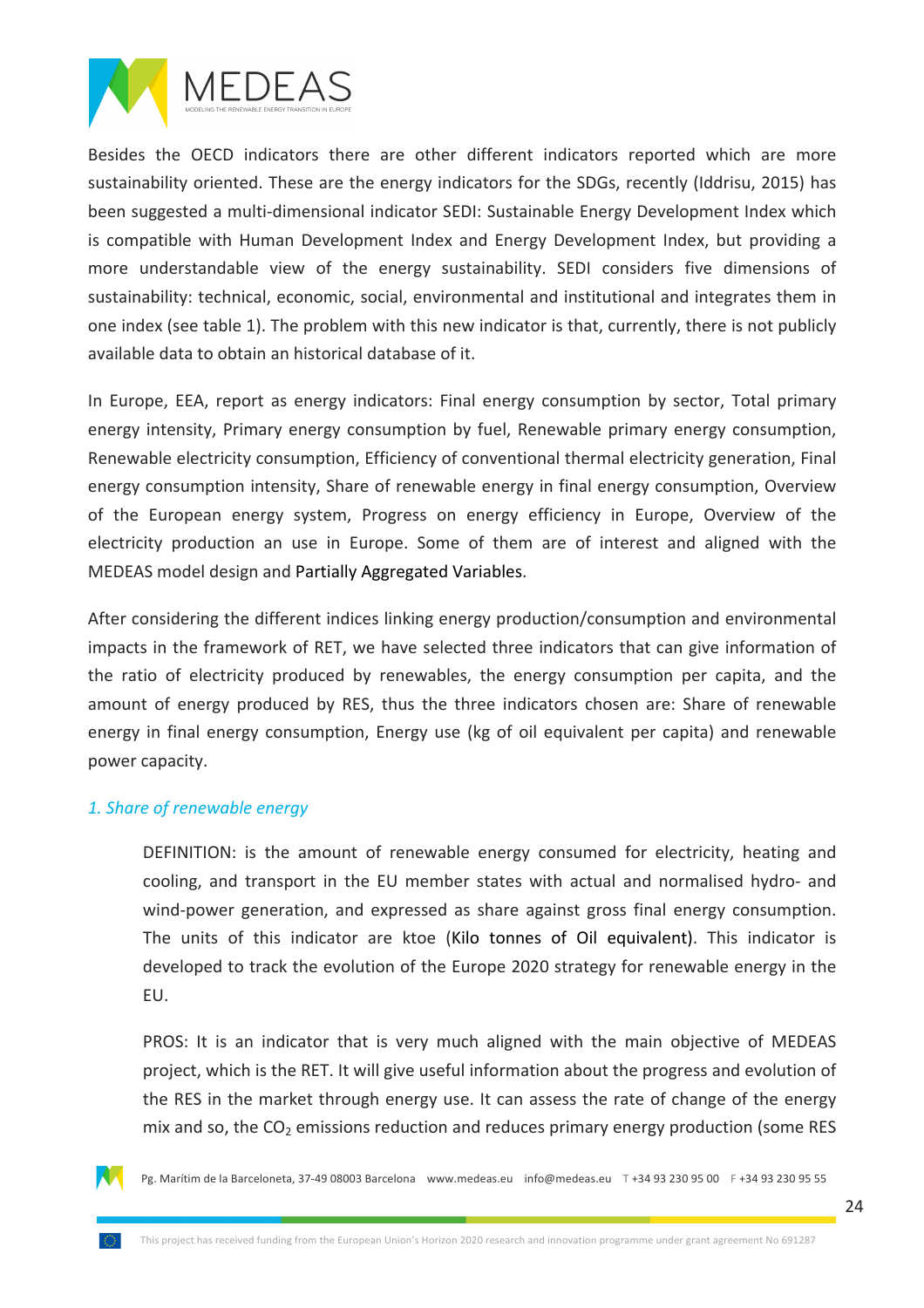Besides the OECD indicators there are other different indicators reported which are more sustainability oriented. These are the energy indicators for the SDGs, recently (Iddrisu, 2015) has been suggested a multi-dimensional indicator SEDI: Sustainable Energy Development Index which is compatible with Human Development Index and Energy Development Index, but providing a more understandable view of the energy sustainability. SEDI considers five dimensions of sustainability: technical, economic, social, environmental and institutional and integrates them in one index (see table 1). The problem with this new indicator is that, currently, there is not publicly available data to obtain an historical database of it.

In Europe, EEA, report as energy indicators: Final energy consumption by sector, Total primary energy intensity, Primary energy consumption by fuel, Renewable primary energy consumption, Renewable electricity consumption, Efficiency of conventional thermal electricity generation, Final energy consumption intensity, Share of renewable energy in final energy consumption, Overview of the European energy system, Progress on energy efficiency in Europe, Overview of the electricity production an use in Europe. Some of them are of interest and aligned with the MEDEAS model design and Partially Aggregated Variables.

After considering the different indices linking energy production/consumption and environmental impacts in the framework of RET, we have selected three indicators that can give information of the ratio of electricity produced by renewables, the energy consumption per capita, and the amount of energy produced by RES, thus the three indicators chosen are: Share of renewable energy in final energy consumption, Energy use (kg of oil equivalent per capita) and renewable power capacity.

### *1. Share of renewable energy*

DEFINITION: is the amount of renewable energy consumed for electricity, heating and cooling, and transport in the EU member states with actual and normalised hydro- and wind-power generation, and expressed as share against gross final energy consumption. The units of this indicator are ktoe (Kilo tonnes of Oil equivalent). This indicator is developed to track the evolution of the Europe 2020 strategy for renewable energy in the EU.

PROS: It is an indicator that is very much aligned with the main objective of MEDEAS project, which is the RET. It will give useful information about the progress and evolution of the RES in the market through energy use. It can assess the rate of change of the energy mix and so, the $CO_2$ emissions reduction and reduces primary energy production (some RES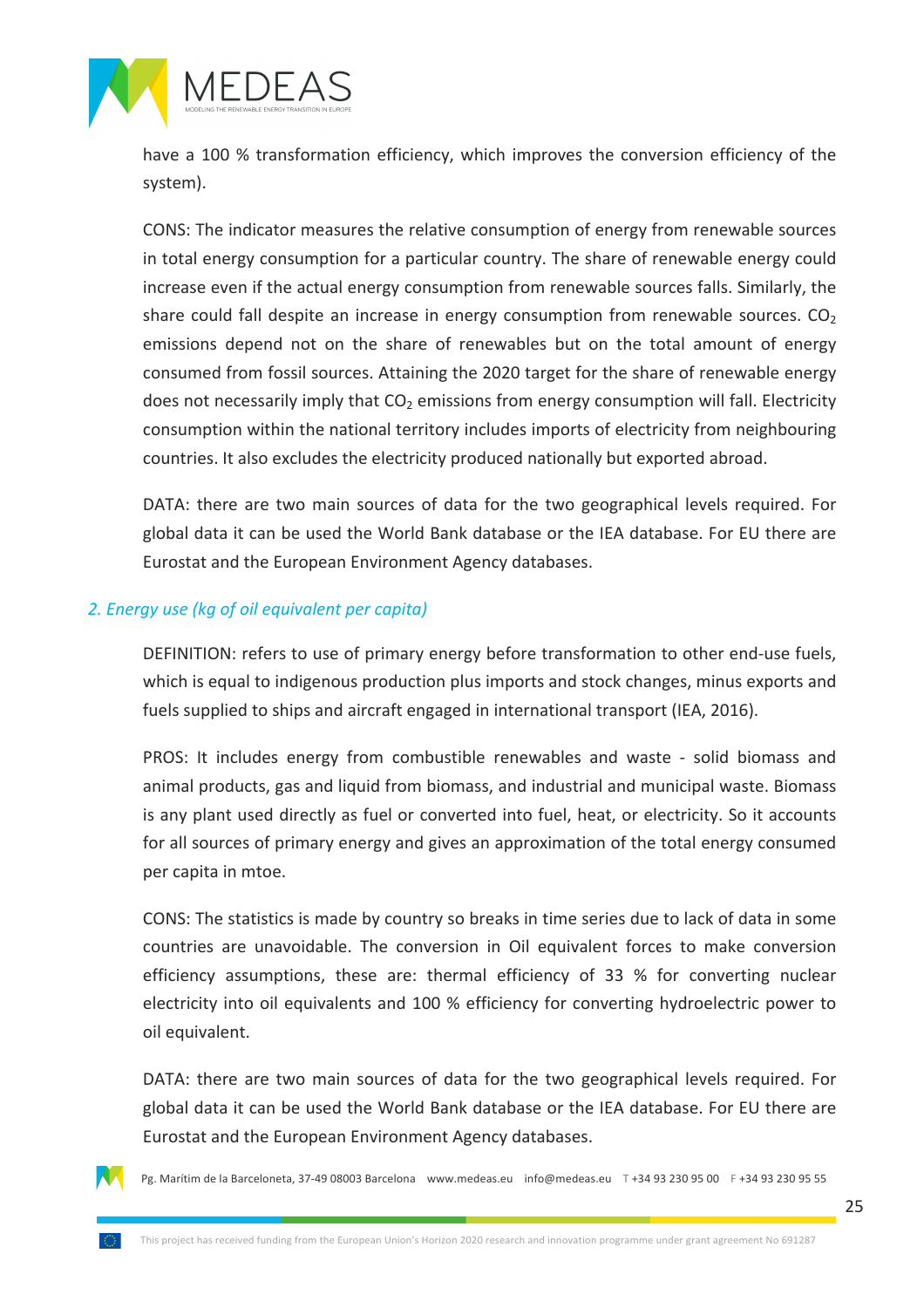have a 100 % transformation efficiency, which improves the conversion efficiency of the system).

CONS: The indicator measures the relative consumption of energy from renewable sources in total energy consumption for a particular country. The share of renewable energy could increase even if the actual energy consumption from renewable sources falls. Similarly, the share could fall despite an increase in energy consumption from renewable sources. $CO_2$ emissions depend not on the share of renewables but on the total amount of energy consumed from fossil sources. Attaining the 2020 target for the share of renewable energy does not necessarily imply that $CO_2$ emissions from energy consumption will fall. Electricity consumption within the national territory includes imports of electricity from neighbouring countries. It also excludes the electricity produced nationally but exported abroad.

DATA: there are two main sources of data for the two geographical levels required. For global data it can be used the World Bank database or the IEA database. For EU there are Eurostat and the European Environment Agency databases.

*2. Energy use (kg of oil equivalent per capita)*

DEFINITION: refers to use of primary energy before transformation to other end-use fuels, which is equal to indigenous production plus imports and stock changes, minus exports and fuels supplied to ships and aircraft engaged in international transport (IEA, 2016).

PROS: It includes energy from combustible renewables and waste - solid biomass and animal products, gas and liquid from biomass, and industrial and municipal waste. Biomass is any plant used directly as fuel or converted into fuel, heat, or electricity. So it accounts for all sources of primary energy and gives an approximation of the total energy consumed per capita in mtoe.

CONS: The statistics is made by country so breaks in time series due to lack of data in some countries are unavoidable. The conversion in Oil equivalent forces to make conversion efficiency assumptions, these are: thermal efficiency of 33 % for converting nuclear electricity into oil equivalents and 100 % efficiency for converting hydroelectric power to oil equivalent.

DATA: there are two main sources of data for the two geographical levels required. For global data it can be used the World Bank database or the IEA database. For EU there are Eurostat and the European Environment Agency databases.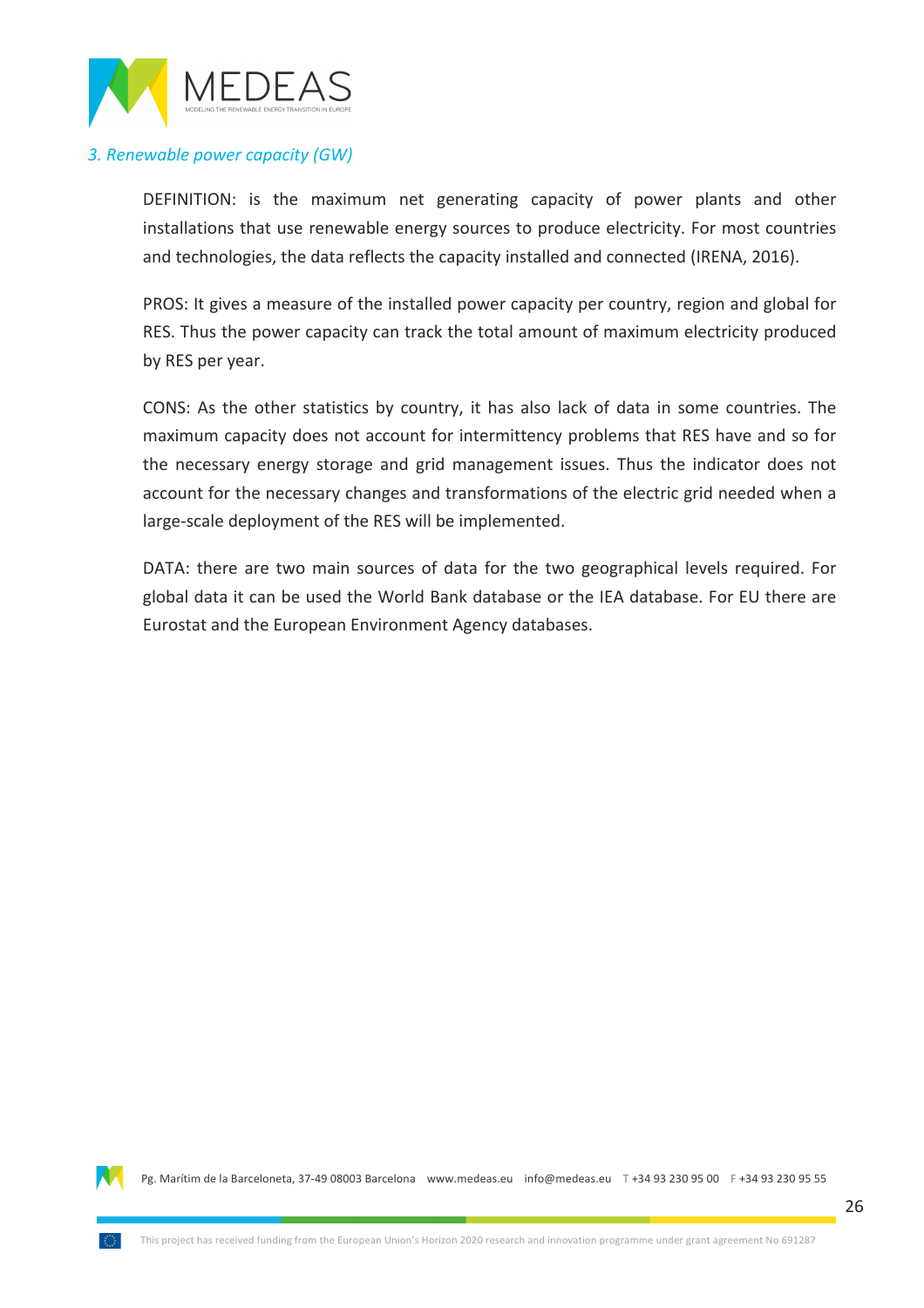### *3. Renewable power capacity (GW)*

DEFINITION: is the maximum net generating capacity of power plants and other installations that use renewable energy sources to produce electricity. For most countries and technologies, the data reflects the capacity installed and connected (IRENA, 2016).

PROS: It gives a measure of the installed power capacity per country, region and global for RES. Thus the power capacity can track the total amount of maximum electricity produced by RES per year.

CONS: As the other statistics by country, it has also lack of data in some countries. The maximum capacity does not account for intermittency problems that RES have and so for the necessary energy storage and grid management issues. Thus the indicator does not account for the necessary changes and transformations of the electric grid needed when a large-scale deployment of the RES will be implemented.

DATA: there are two main sources of data for the two geographical levels required. For global data it can be used the World Bank database or the IEA database. For EU there are Eurostat and the European Environment Agency databases.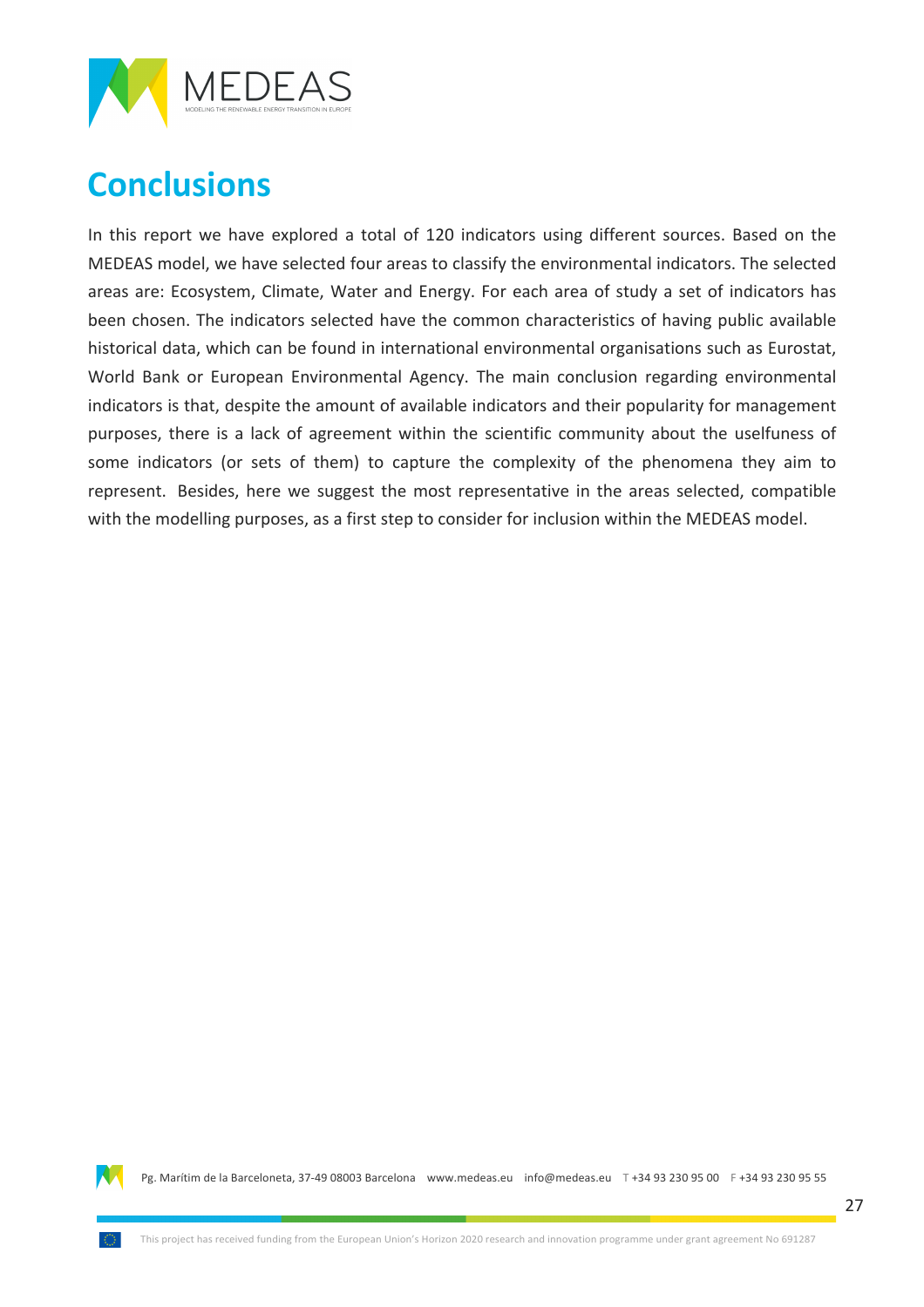# Conclusions

In this report we have explored a total of 120 indicators using different sources. Based on the MEDEAS model, we have selected four areas to classify the environmental indicators. The selected areas are: Ecosystem, Climate, Water and Energy. For each area of study a set of indicators has been chosen. The indicators selected have the common characteristics of having public available historical data, which can be found in international environmental organisations such as Eurostat, World Bank or European Environmental Agency. The main conclusion regarding environmental indicators is that, despite the amount of available indicators and their popularity for management purposes, there is a lack of agreement within the scientific community about the uselfuness of some indicators (or sets of them) to capture the complexity of the phenomena they aim to represent. Besides, here we suggest the most representative in the areas selected, compatible with the modelling purposes, as a first step to consider for inclusion within the MEDEAS model.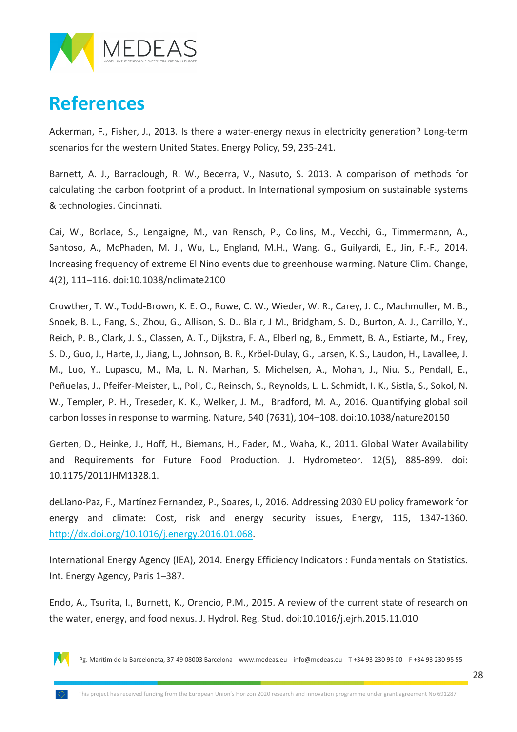# References

Ackerman, F., Fisher, J., 2013. Is there a water-energy nexus in electricity generation? Long-term scenarios for the western United States. Energy Policy, 59, 235-241.

Barnett, A. J., Barraclough, R. W., Becerra, V., Nasuto, S. 2013. A comparison of methods for calculating the carbon footprint of a product. In International symposium on sustainable systems & technologies. Cincinnati.

Cai, W., Borlace, S., Lengaigne, M., van Rensch, P., Collins, M., Vecchi, G., Timmermann, A., Santoso, A., McPhaden, M. J., Wu, L., England, M.H., Wang, G., Guilyardi, E., Jin, F.-F., 2014. Increasing frequency of extreme El Nino events due to greenhouse warming. Nature Clim. Change, 4(2), 111–116. doi:10.1038/nclimate2100

Crowther, T. W., Todd-Brown, K. E. O., Rowe, C. W., Wieder, W. R., Carey, J. C., Machmuller, M. B., Snoek, B. L., Fang, S., Zhou, G., Allison, S. D., Blair, J M., Bridgham, S. D., Burton, A. J., Carrillo, Y., Reich, P. B., Clark, J. S., Classen, A. T., Dijkstra, F. A., Elberling, B., Emmett, B. A., Estiarte, M., Frey, S. D., Guo, J., Harte, J., Jiang, L., Johnson, B. R., Kröel-Dulay, G., Larsen, K. S., Laudon, H., Lavallee, J. M., Luo, Y., Lupascu, M., Ma, L. N. Marhan, S. Michelsen, A., Mohan, J., Niu, S., Pendall, E., Peñuelas, J., Pfeifer-Meister, L., Poll, C., Reinsch, S., Reynolds, L. L. Schmidt, I. K., Sistla, S., Sokol, N. W., Templer, P. H., Treseder, K. K., Welker, J. M., Bradford, M. A., 2016. Quantifying global soil carbon losses in response to warming. Nature, 540 (7631), 104–108. doi:10.1038/nature20150

Gerten, D., Heinke, J., Hoff, H., Biemans, H., Fader, M., Waha, K., 2011. Global Water Availability and Requirements for Future Food Production. J. Hydrometeor. 12(5), 885-899. doi: 10.1175/2011JHM1328.1.

deLlano-Paz, F., Martínez Fernandez, P., Soares, I., 2016. Addressing 2030 EU policy framework for energy and climate: Cost, risk and energy security issues, Energy, 115, 1347-1360. http://dx.doi.org/10.1016/j.energy.2016.01.068.

International Energy Agency (IEA), 2014. Energy Efficiency Indicators : Fundamentals on Statistics. Int. Energy Agency, Paris 1–387.

Endo, A., Tsurita, I., Burnett, K., Orencio, P.M., 2015. A review of the current state of research on the water, energy, and food nexus. J. Hydrol. Reg. Stud. doi:10.1016/j.ejrh.2015.11.010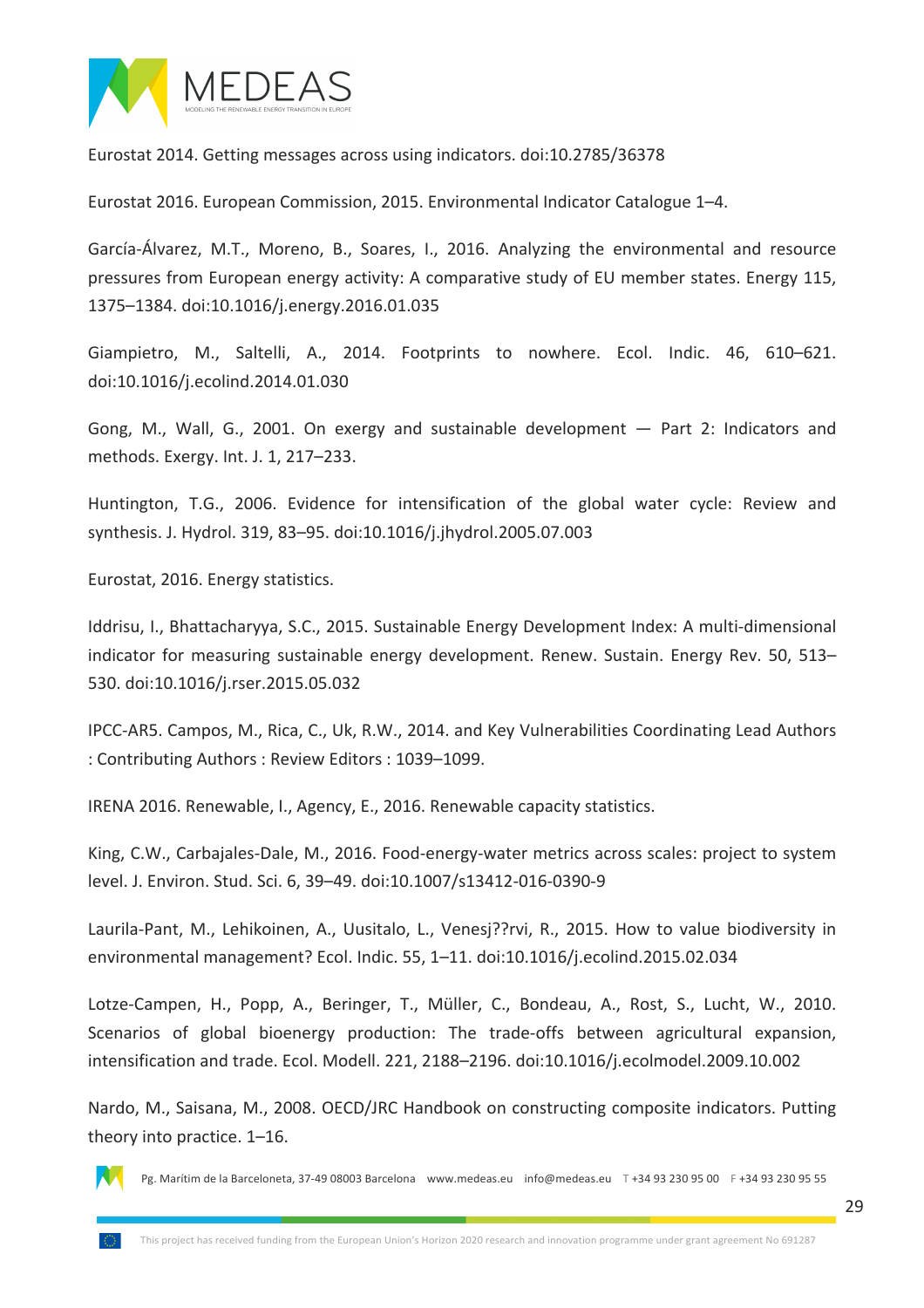Eurostat 2014. Getting messages across using indicators. doi:10.2785/36378

Eurostat 2016. European Commission, 2015. Environmental Indicator Catalogue 1–4.

García-Álvarez, M.T., Moreno, B., Soares, I., 2016. Analyzing the environmental and resource pressures from European energy activity: A comparative study of EU member states. Energy 115, 1375–1384. doi:10.1016/j.energy.2016.01.035

Giampietro, M., Saltelli, A., 2014. Footprints to nowhere. Ecol. Indic. 46, 610–621. doi:10.1016/j.ecolind.2014.01.030

Gong, M., Wall, G., 2001. On exergy and sustainable development — Part 2: Indicators and methods. Exergy. Int. J. 1, 217–233.

Huntington, T.G., 2006. Evidence for intensification of the global water cycle: Review and synthesis. J. Hydrol. 319, 83–95. doi:10.1016/j.jhydrol.2005.07.003

Eurostat, 2016. Energy statistics.

Iddrisu, I., Bhattacharyya, S.C., 2015. Sustainable Energy Development Index: A multi-dimensional indicator for measuring sustainable energy development. Renew. Sustain. Energy Rev. 50, 513–530. doi:10.1016/j.rser.2015.05.032

IPCC-AR5. Campos, M., Rica, C., Uk, R.W., 2014. and Key Vulnerabilities Coordinating Lead Authors : Contributing Authors : Review Editors : 1039–1099.

IRENA 2016. Renewable, I., Agency, E., 2016. Renewable capacity statistics.

King, C.W., Carbajales-Dale, M., 2016. Food-energy-water metrics across scales: project to system level. J. Environ. Stud. Sci. 6, 39–49. doi:10.1007/s13412-016-0390-9

Laurila-Pant, M., Lehikoinen, A., Uusitalo, L., Venesj??rvi, R., 2015. How to value biodiversity in environmental management? Ecol. Indic. 55, 1–11. doi:10.1016/j.ecolind.2015.02.034

Lotze-Campen, H., Popp, A., Beringer, T., Müller, C., Bondeau, A., Rost, S., Lucht, W., 2010. Scenarios of global bioenergy production: The trade-offs between agricultural expansion, intensification and trade. Ecol. Modell. 221, 2188–2196. doi:10.1016/j.ecolmodel.2009.10.002

Nardo, M., Saisana, M., 2008. OECD/JRC Handbook on constructing composite indicators. Putting theory into practice. 1–16.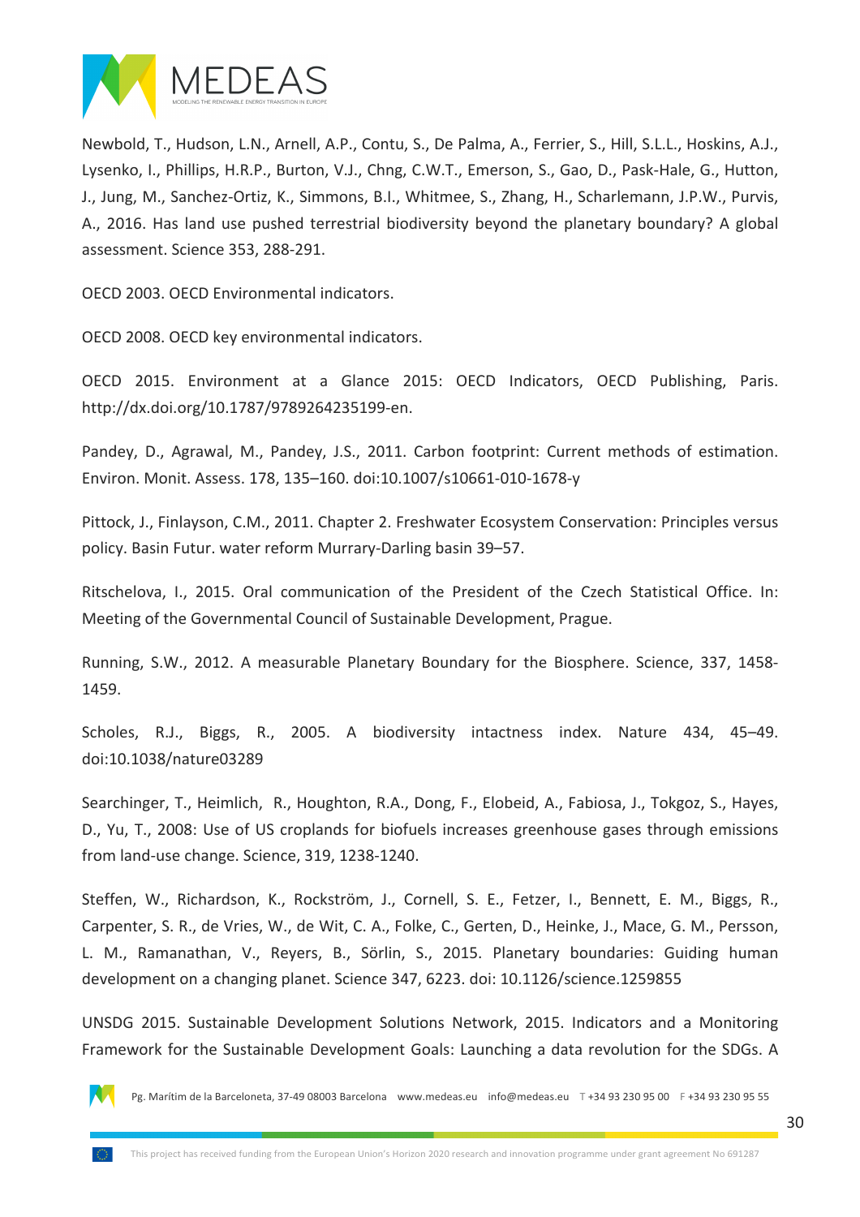Newbold, T., Hudson, L.N., Arnell, A.P., Contu, S., De Palma, A., Ferrier, S., Hill, S.L.L., Hoskins, A.J., Lysenko, I., Phillips, H.R.P., Burton, V.J., Chng, C.W.T., Emerson, S., Gao, D., Pask-Hale, G., Hutton, J., Jung, M., Sanchez-Ortiz, K., Simmons, B.I., Whitmee, S., Zhang, H., Scharlemann, J.P.W., Purvis, A., 2016. Has land use pushed terrestrial biodiversity beyond the planetary boundary? A global assessment. Science 353, 288-291.

OECD 2003. OECD Environmental indicators.

OECD 2008. OECD key environmental indicators.

OECD 2015. Environment at a Glance 2015: OECD Indicators, OECD Publishing, Paris. http://dx.doi.org/10.1787/9789264235199-en.

Pandey, D., Agrawal, M., Pandey, J.S., 2011. Carbon footprint: Current methods of estimation. Environ. Monit. Assess. 178, 135–160. doi:10.1007/s10661-010-1678-y

Pittock, J., Finlayson, C.M., 2011. Chapter 2. Freshwater Ecosystem Conservation: Principles versus policy. Basin Futur. water reform Murrary-Darling basin 39–57.

Ritschelova, I., 2015. Oral communication of the President of the Czech Statistical Office. In: Meeting of the Governmental Council of Sustainable Development, Prague.

Running, S.W., 2012. A measurable Planetary Boundary for the Biosphere. Science, 337, 1458-1459.

Scholes, R.J., Biggs, R., 2005. A biodiversity intactness index. Nature 434, 45–49. doi:10.1038/nature03289

Searchinger, T., Heimlich, R., Houghton, R.A., Dong, F., Elobeid, A., Fabiosa, J., Tokgoz, S., Hayes, D., Yu, T., 2008: Use of US croplands for biofuels increases greenhouse gases through emissions from land-use change. Science, 319, 1238-1240.

Steffen, W., Richardson, K., Rockström, J., Cornell, S. E., Fetzer, I., Bennett, E. M., Biggs, R., Carpenter, S. R., de Vries, W., de Wit, C. A., Folke, C., Gerten, D., Heinke, J., Mace, G. M., Persson, L. M., Ramanathan, V., Reyers, B., Sörlin, S., 2015. Planetary boundaries: Guiding human development on a changing planet. Science 347, 6223. doi: 10.1126/science.1259855

UNSDG 2015. Sustainable Development Solutions Network, 2015. Indicators and a Monitoring Framework for the Sustainable Development Goals: Launching a data revolution for the SDGs. A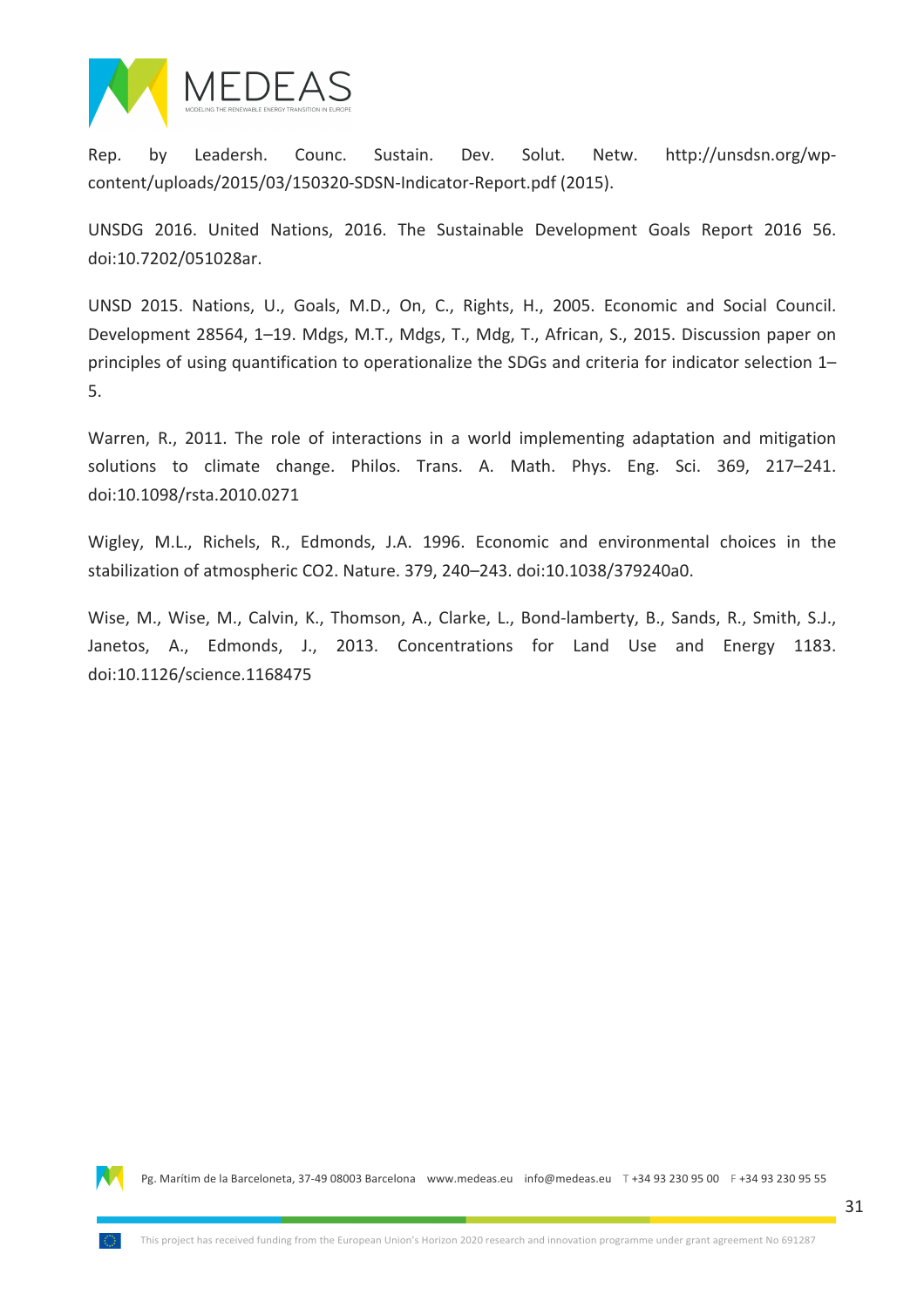Rep. by Leadersh. Counc. Sustain. Dev. Solut. Netw. http://unsdsn.org/wp-content/uploads/2015/03/150320-SDSN-Indicator-Report.pdf (2015).

UNSDG 2016. United Nations, 2016. The Sustainable Development Goals Report 2016 56. doi:10.7202/051028ar.

UNSD 2015. Nations, U., Goals, M.D., On, C., Rights, H., 2005. Economic and Social Council. Development 28564, 1–19. Mdgs, M.T., Mdgs, T., Mdg, T., African, S., 2015. Discussion paper on principles of using quantification to operationalize the SDGs and criteria for indicator selection 1–5.

Warren, R., 2011. The role of interactions in a world implementing adaptation and mitigation solutions to climate change. Philos. Trans. A. Math. Phys. Eng. Sci. 369, 217–241. doi:10.1098/rsta.2010.0271

Wigley, M.L., Richels, R., Edmonds, J.A. 1996. Economic and environmental choices in the stabilization of atmospheric CO2. Nature. 379, 240–243. doi:10.1038/379240a0.

Wise, M., Wise, M., Calvin, K., Thomson, A., Clarke, L., Bond-lamberty, B., Sands, R., Smith, S.J., Janetos, A., Edmonds, J., 2013. Concentrations for Land Use and Energy 1183. doi:10.1126/science.1168475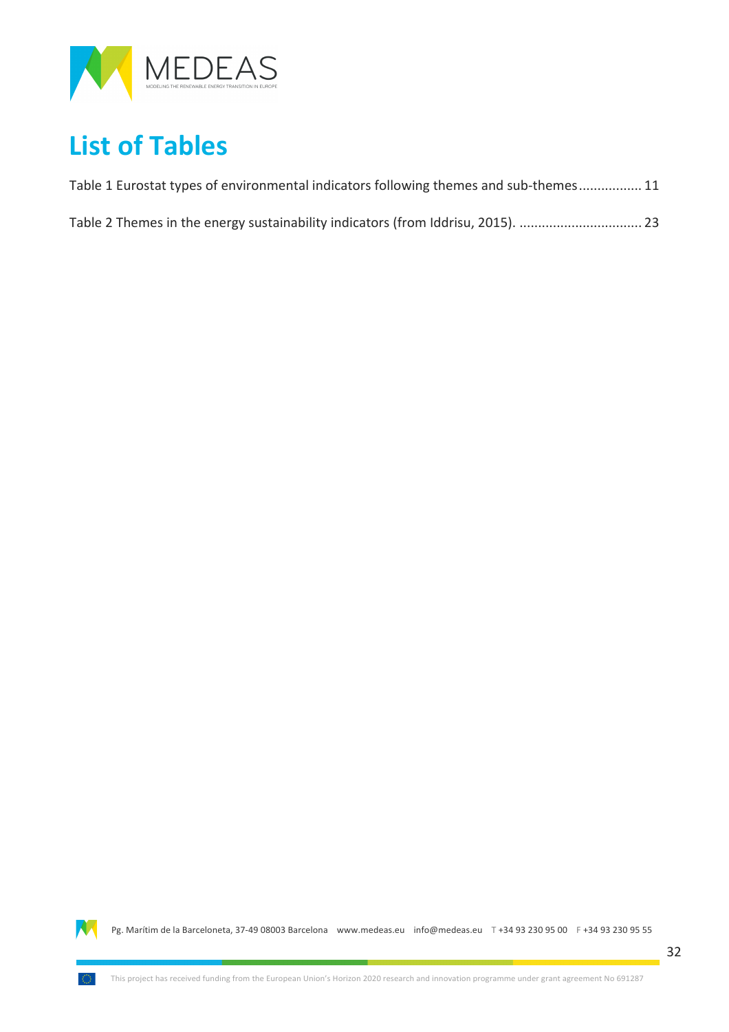# List of Tables

Table 1 Eurostat types of environmental indicators following themes and sub-themes................. 11

Table 2 Themes in the energy sustainability indicators (from Iddrisu, 2015). ................................. 23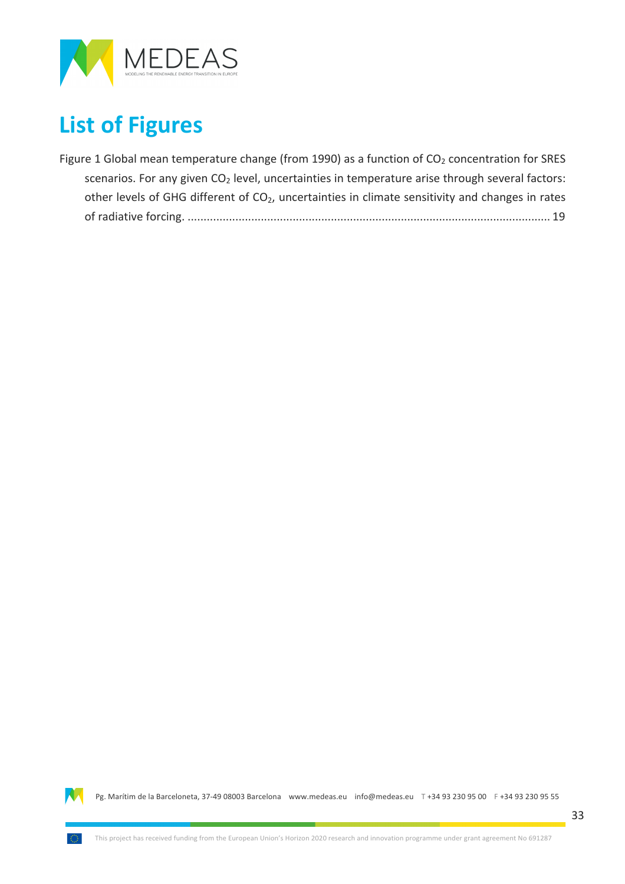# List of Figures

Figure 1 Global mean temperature change (from 1990) as a function of $CO_2$ concentration for SRES scenarios. For any given $CO_2$ level, uncertainties in temperature arise through several factors: other levels of GHG different of $CO_2$, uncertainties in climate sensitivity and changes in rates of radiative forcing. ................................................................................................................. 19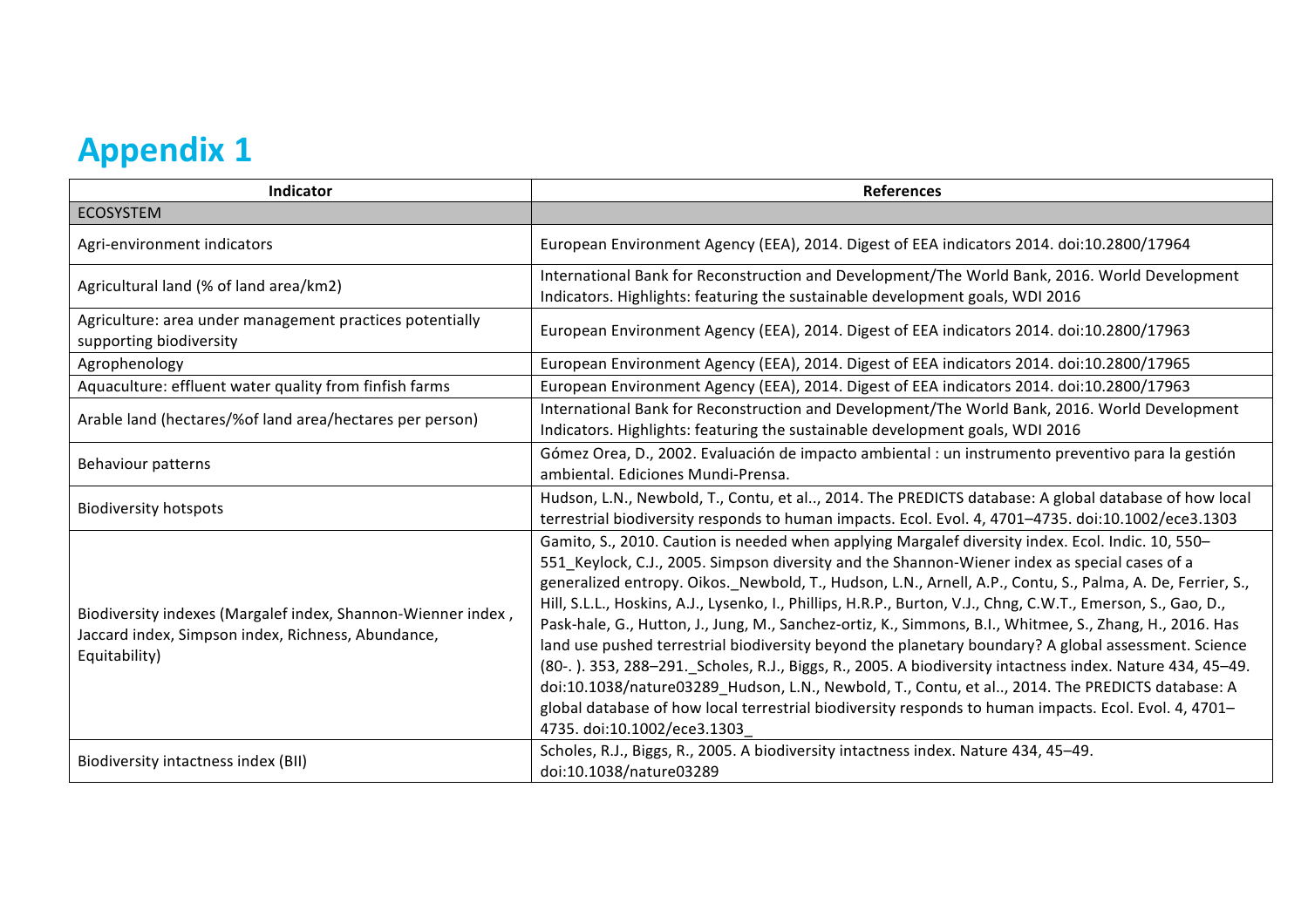# Appendix 1

| Indicator | References |
|---|---|
| ECOSYSTEM | |
| Agri-environment indicators | European Environment Agency (EEA), 2014. Digest of EEA indicators 2014. doi:10.2800/17964 |
| Agricultural land (% of land area/km2) | International Bank for Reconstruction and Development/The World Bank, 2016. World Development Indicators. Highlights: featuring the sustainable development goals, WDI 2016 |
| Agriculture: area under management practices potentially supporting biodiversity | European Environment Agency (EEA), 2014. Digest of EEA indicators 2014. doi:10.2800/17963 |
| Agrophenology | European Environment Agency (EEA), 2014. Digest of EEA indicators 2014. doi:10.2800/17965 |
| Aquaculture: effluent water quality from finfish farms | European Environment Agency (EEA), 2014. Digest of EEA indicators 2014. doi:10.2800/17963 |
| Arable land (hectares/%of land area/hectares per person) | International Bank for Reconstruction and Development/The World Bank, 2016. World Development Indicators. Highlights: featuring the sustainable development goals, WDI 2016 |
| Behaviour patterns | Gómez Orea, D., 2002. Evaluación de impacto ambiental : un instrumento preventivo para la gestión ambiental. Ediciones Mundi-Prensa. |
| Biodiversity hotspots | Hudson, L.N., Newbold, T., Contu, et al.., 2014. The PREDICTS database: A global database of how local terrestrial biodiversity responds to human impacts. Ecol. Evol. 4, 4701–4735. doi:10.1002/ece3.1303 |
| Biodiversity indexes (Margalef index, Shannon-Wienner index , Jaccard index, Simpson index, Richness, Abundance, Equitability) | Gamito, S., 2010. Caution is needed when applying Margalef diversity index. Ecol. Indic. 10, 550–551_Keylock, C.J., 2005. Simpson diversity and the Shannon-Wiener index as special cases of a generalized entropy. Oikos._Newbold, T., Hudson, L.N., Arnell, A.P., Contu, S., Palma, A. De, Ferrier, S., Hill, S.L.L., Hoskins, A.J., Lysenko, I., Phillips, H.R.P., Burton, V.J., Chng, C.W.T., Emerson, S., Gao, D., Pask-hale, G., Hutton, J., Jung, M., Sanchez-ortiz, K., Simmons, B.I., Whitmee, S., Zhang, H., 2016. Has land use pushed terrestrial biodiversity beyond the planetary boundary? A global assessment. Science (80-. ). 353, 288–291._Scholes, R.J., Biggs, R., 2005. A biodiversity intactness index. Nature 434, 45–49. doi:10.1038/nature03289_Hudson, L.N., Newbold, T., Contu, et al.., 2014. The PREDICTS database: A global database of how local terrestrial biodiversity responds to human impacts. Ecol. Evol. 4, 4701–4735. doi:10.1002/ece3.1303_ |
| Biodiversity intactness index (BII) | Scholes, R.J., Biggs, R., 2005. A biodiversity intactness index. Nature 434, 45–49. doi:10.1038/nature03289 |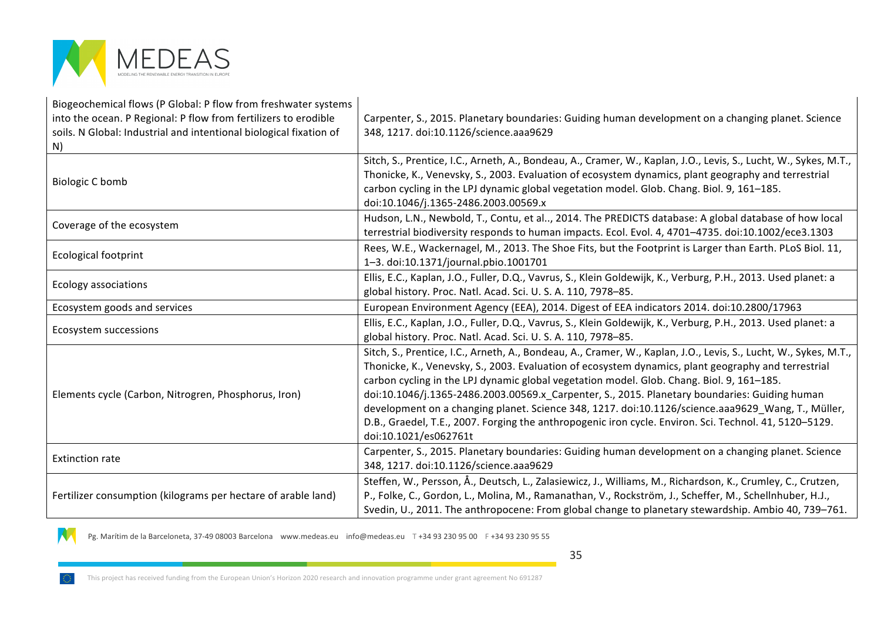| | |
|---|---|
| Biogeochemical flows (P Global: P flow from freshwater systems into the ocean. P Regional: P flow from fertilizers to erodible soils. N Global: Industrial and intentional biological fixation of N) | Carpenter, S., 2015. Planetary boundaries: Guiding human development on a changing planet. Science 348, 1217. doi:10.1126/science.aaa9629 |
| Biologic C bomb | Sitch, S., Prentice, I.C., Arneth, A., Bondeau, A., Cramer, W., Kaplan, J.O., Levis, S., Lucht, W., Sykes, M.T., Thonicke, K., Venevsky, S., 2003. Evaluation of ecosystem dynamics, plant geography and terrestrial carbon cycling in the LPJ dynamic global vegetation model. Glob. Chang. Biol. 9, 161–185. doi:10.1046/j.1365-2486.2003.00569.x |
| Coverage of the ecosystem | Hudson, L.N., Newbold, T., Contu, et al.., 2014. The PREDICTS database: A global database of how local terrestrial biodiversity responds to human impacts. Ecol. Evol. 4, 4701–4735. doi:10.1002/ece3.1303 |
| Ecological footprint | Rees, W.E., Wackernagel, M., 2013. The Shoe Fits, but the Footprint is Larger than Earth. PLoS Biol. 11, 1–3. doi:10.1371/journal.pbio.1001701 |
| Ecology associations | Ellis, E.C., Kaplan, J.O., Fuller, D.Q., Vavrus, S., Klein Goldewijk, K., Verburg, P.H., 2013. Used planet: a global history. Proc. Natl. Acad. Sci. U. S. A. 110, 7978–85. |
| Ecosystem goods and services | European Environment Agency (EEA), 2014. Digest of EEA indicators 2014. doi:10.2800/17963 |
| Ecosystem successions | Ellis, E.C., Kaplan, J.O., Fuller, D.Q., Vavrus, S., Klein Goldewijk, K., Verburg, P.H., 2013. Used planet: a global history. Proc. Natl. Acad. Sci. U. S. A. 110, 7978–85. |
| Elements cycle (Carbon, Nitrogren, Phosphorus, Iron) | Sitch, S., Prentice, I.C., Arneth, A., Bondeau, A., Cramer, W., Kaplan, J.O., Levis, S., Lucht, W., Sykes, M.T., Thonicke, K., Venevsky, S., 2003. Evaluation of ecosystem dynamics, plant geography and terrestrial carbon cycling in the LPJ dynamic global vegetation model. Glob. Chang. Biol. 9, 161–185. doi:10.1046/j.1365-2486.2003.00569.x_Carpenter, S., 2015. Planetary boundaries: Guiding human development on a changing planet. Science 348, 1217. doi:10.1126/science.aaa9629_Wang, T., Müller, D.B., Graedel, T.E., 2007. Forging the anthropogenic iron cycle. Environ. Sci. Technol. 41, 5120–5129. doi:10.1021/es062761t |
| Extinction rate | Carpenter, S., 2015. Planetary boundaries: Guiding human development on a changing planet. Science 348, 1217. doi:10.1126/science.aaa9629 |
| Fertilizer consumption (kilograms per hectare of arable land) | Steffen, W., Persson, Å., Deutsch, L., Zalasiewicz, J., Williams, M., Richardson, K., Crumley, C., Crutzen, P., Folke, C., Gordon, L., Molina, M., Ramanathan, V., Rockström, J., Scheffer, M., Schellnhuber, H.J., Svedin, U., 2011. The anthropocene: From global change to planetary stewardship. Ambio 40, 739–761. |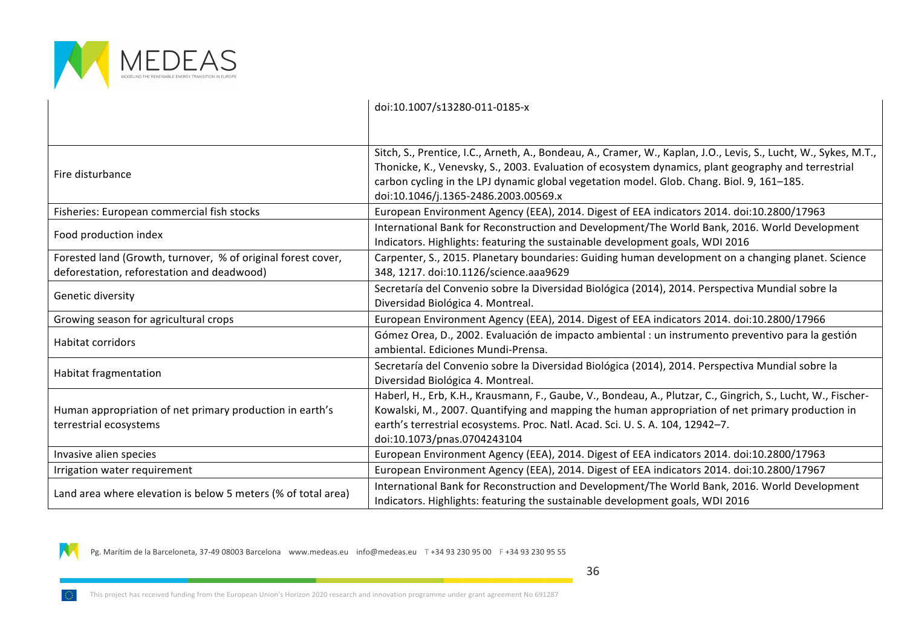| | |
|---|---|
| | doi:10.1007/s13280-011-0185-x |
| Fire disturbance | Sitch, S., Prentice, I.C., Arneth, A., Bondeau, A., Cramer, W., Kaplan, J.O., Levis, S., Lucht, W., Sykes, M.T., Thonicke, K., Venevsky, S., 2003. Evaluation of ecosystem dynamics, plant geography and terrestrial carbon cycling in the LPJ dynamic global vegetation model. Glob. Chang. Biol. 9, 161–185. doi:10.1046/j.1365-2486.2003.00569.x |
| Fisheries: European commercial fish stocks | European Environment Agency (EEA), 2014. Digest of EEA indicators 2014. doi:10.2800/17963 |
| Food production index | International Bank for Reconstruction and Development/The World Bank, 2016. World Development Indicators. Highlights: featuring the sustainable development goals, WDI 2016 |
| Forested land (Growth, turnover, % of original forest cover, deforestation, reforestation and deadwood) | Carpenter, S., 2015. Planetary boundaries: Guiding human development on a changing planet. Science 348, 1217. doi:10.1126/science.aaa9629 |
| Genetic diversity | Secretaría del Convenio sobre la Diversidad Biológica (2014), 2014. Perspectiva Mundial sobre la Diversidad Biológica 4. Montreal. |
| Growing season for agricultural crops | European Environment Agency (EEA), 2014. Digest of EEA indicators 2014. doi:10.2800/17966 |
| Habitat corridors | Gómez Orea, D., 2002. Evaluación de impacto ambiental : un instrumento preventivo para la gestión ambiental. Ediciones Mundi-Prensa. |
| Habitat fragmentation | Secretaría del Convenio sobre la Diversidad Biológica (2014), 2014. Perspectiva Mundial sobre la Diversidad Biológica 4. Montreal. |
| Human appropriation of net primary production in earth's terrestrial ecosystems | Haberl, H., Erb, K.H., Krausmann, F., Gaube, V., Bondeau, A., Plutzar, C., Gingrich, S., Lucht, W., Fischer-Kowalski, M., 2007. Quantifying and mapping the human appropriation of net primary production in earth's terrestrial ecosystems. Proc. Natl. Acad. Sci. U. S. A. 104, 12942–7. doi:10.1073/pnas.0704243104 |
| Invasive alien species | European Environment Agency (EEA), 2014. Digest of EEA indicators 2014. doi:10.2800/17963 |
| Irrigation water requirement | European Environment Agency (EEA), 2014. Digest of EEA indicators 2014. doi:10.2800/17967 |
| Land area where elevation is below 5 meters (% of total area) | International Bank for Reconstruction and Development/The World Bank, 2016. World Development Indicators. Highlights: featuring the sustainable development goals, WDI 2016 |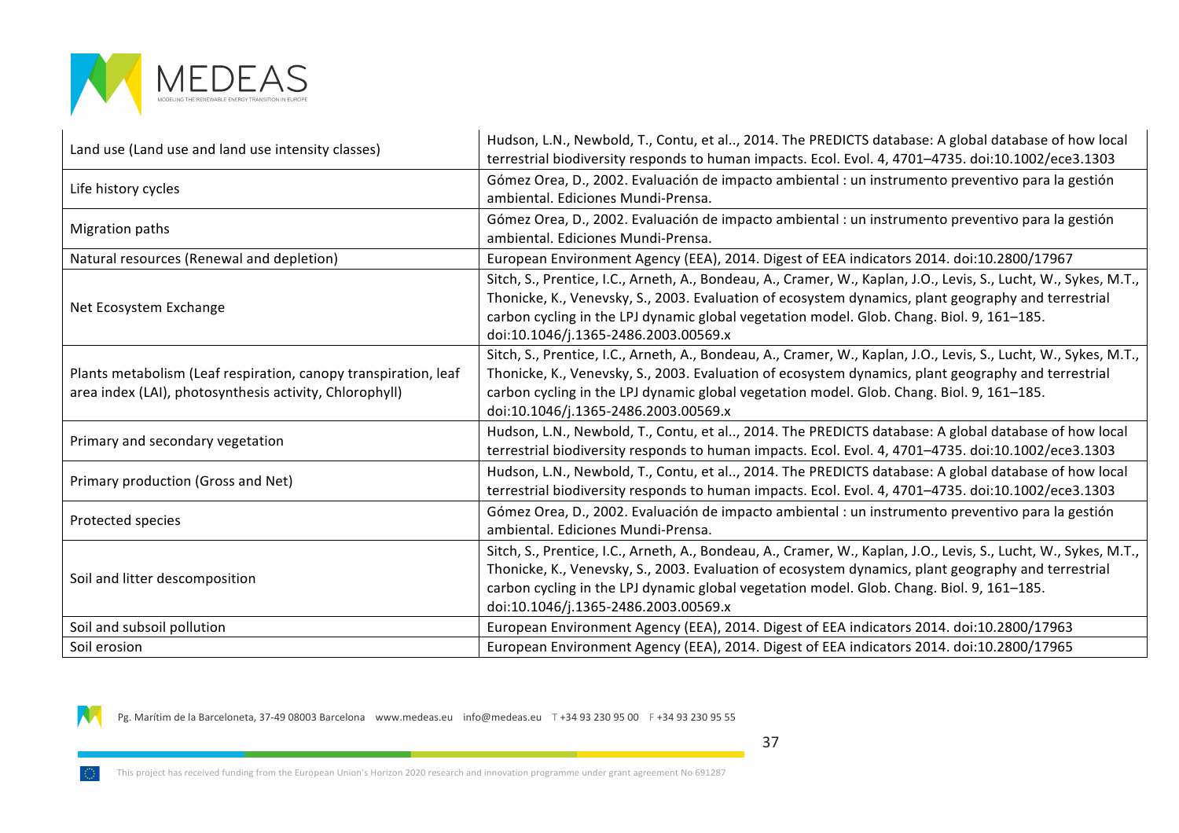| | |
|---|---|
| Land use (Land use and land use intensity classes) | Hudson, L.N., Newbold, T., Contu, et al.., 2014. The PREDICTS database: A global database of how local terrestrial biodiversity responds to human impacts. Ecol. Evol. 4, 4701–4735. doi:10.1002/ece3.1303 |
| Life history cycles | Gómez Orea, D., 2002. Evaluación de impacto ambiental : un instrumento preventivo para la gestión ambiental. Ediciones Mundi-Prensa. |
| Migration paths | Gómez Orea, D., 2002. Evaluación de impacto ambiental : un instrumento preventivo para la gestión ambiental. Ediciones Mundi-Prensa. |
| Natural resources (Renewal and depletion) | European Environment Agency (EEA), 2014. Digest of EEA indicators 2014. doi:10.2800/17967 |
| Net Ecosystem Exchange | Sitch, S., Prentice, I.C., Arneth, A., Bondeau, A., Cramer, W., Kaplan, J.O., Levis, S., Lucht, W., Sykes, M.T., Thonicke, K., Venevsky, S., 2003. Evaluation of ecosystem dynamics, plant geography and terrestrial carbon cycling in the LPJ dynamic global vegetation model. Glob. Chang. Biol. 9, 161–185. doi:10.1046/j.1365-2486.2003.00569.x |
| Plants metabolism (Leaf respiration, canopy transpiration, leaf area index (LAI), photosynthesis activity, Chlorophyll) | Sitch, S., Prentice, I.C., Arneth, A., Bondeau, A., Cramer, W., Kaplan, J.O., Levis, S., Lucht, W., Sykes, M.T., Thonicke, K., Venevsky, S., 2003. Evaluation of ecosystem dynamics, plant geography and terrestrial carbon cycling in the LPJ dynamic global vegetation model. Glob. Chang. Biol. 9, 161–185. doi:10.1046/j.1365-2486.2003.00569.x |
| Primary and secondary vegetation | Hudson, L.N., Newbold, T., Contu, et al.., 2014. The PREDICTS database: A global database of how local terrestrial biodiversity responds to human impacts. Ecol. Evol. 4, 4701–4735. doi:10.1002/ece3.1303 |
| Primary production (Gross and Net) | Hudson, L.N., Newbold, T., Contu, et al.., 2014. The PREDICTS database: A global database of how local terrestrial biodiversity responds to human impacts. Ecol. Evol. 4, 4701–4735. doi:10.1002/ece3.1303 |
| Protected species | Gómez Orea, D., 2002. Evaluación de impacto ambiental : un instrumento preventivo para la gestión ambiental. Ediciones Mundi-Prensa. |
| Soil and litter descomposition | Sitch, S., Prentice, I.C., Arneth, A., Bondeau, A., Cramer, W., Kaplan, J.O., Levis, S., Lucht, W., Sykes, M.T., Thonicke, K., Venevsky, S., 2003. Evaluation of ecosystem dynamics, plant geography and terrestrial carbon cycling in the LPJ dynamic global vegetation model. Glob. Chang. Biol. 9, 161–185. doi:10.1046/j.1365-2486.2003.00569.x |
| Soil and subsoil pollution | European Environment Agency (EEA), 2014. Digest of EEA indicators 2014. doi:10.2800/17963 |
| Soil erosion | European Environment Agency (EEA), 2014. Digest of EEA indicators 2014. doi:10.2800/17965 |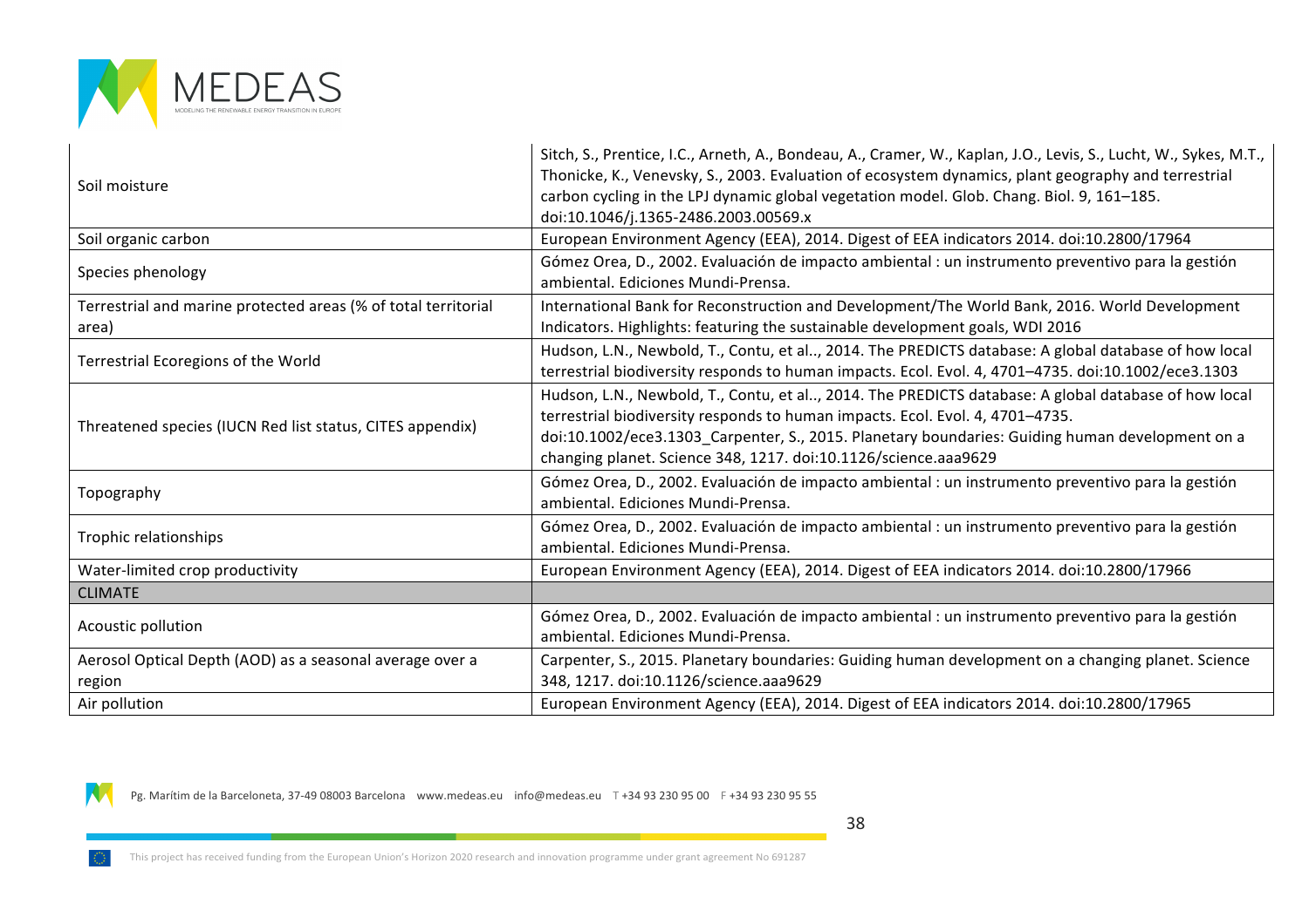| | |
|---|---|
| Soil moisture | Sitch, S., Prentice, I.C., Arneth, A., Bondeau, A., Cramer, W., Kaplan, J.O., Levis, S., Lucht, W., Sykes, M.T., Thonicke, K., Venevsky, S., 2003. Evaluation of ecosystem dynamics, plant geography and terrestrial carbon cycling in the LPJ dynamic global vegetation model. Glob. Chang. Biol. 9, 161–185. doi:10.1046/j.1365-2486.2003.00569.x |
| Soil organic carbon | European Environment Agency (EEA), 2014. Digest of EEA indicators 2014. doi:10.2800/17964 |
| Species phenology | Gómez Orea, D., 2002. Evaluación de impacto ambiental : un instrumento preventivo para la gestión ambiental. Ediciones Mundi-Prensa. |
| Terrestrial and marine protected areas (% of total territorial area) | International Bank for Reconstruction and Development/The World Bank, 2016. World Development Indicators. Highlights: featuring the sustainable development goals, WDI 2016 |
| Terrestrial Ecoregions of the World | Hudson, L.N., Newbold, T., Contu, et al.., 2014. The PREDICTS database: A global database of how local terrestrial biodiversity responds to human impacts. Ecol. Evol. 4, 4701–4735. doi:10.1002/ece3.1303 |
| Threatened species (IUCN Red list status, CITES appendix) | Hudson, L.N., Newbold, T., Contu, et al.., 2014. The PREDICTS database: A global database of how local terrestrial biodiversity responds to human impacts. Ecol. Evol. 4, 4701–4735. doi:10.1002/ece3.1303_Carpenter, S., 2015. Planetary boundaries: Guiding human development on a changing planet. Science 348, 1217. doi:10.1126/science.aaa9629 |
| Topography | Gómez Orea, D., 2002. Evaluación de impacto ambiental : un instrumento preventivo para la gestión ambiental. Ediciones Mundi-Prensa. |
| Trophic relationships | Gómez Orea, D., 2002. Evaluación de impacto ambiental : un instrumento preventivo para la gestión ambiental. Ediciones Mundi-Prensa. |
| Water-limited crop productivity | European Environment Agency (EEA), 2014. Digest of EEA indicators 2014. doi:10.2800/17966 |
| CLIMATE | |
| Acoustic pollution | Gómez Orea, D., 2002. Evaluación de impacto ambiental : un instrumento preventivo para la gestión ambiental. Ediciones Mundi-Prensa. |
| Aerosol Optical Depth (AOD) as a seasonal average over a region | Carpenter, S., 2015. Planetary boundaries: Guiding human development on a changing planet. Science 348, 1217. doi:10.1126/science.aaa9629 |
| Air pollution | European Environment Agency (EEA), 2014. Digest of EEA indicators 2014. doi:10.2800/17965 |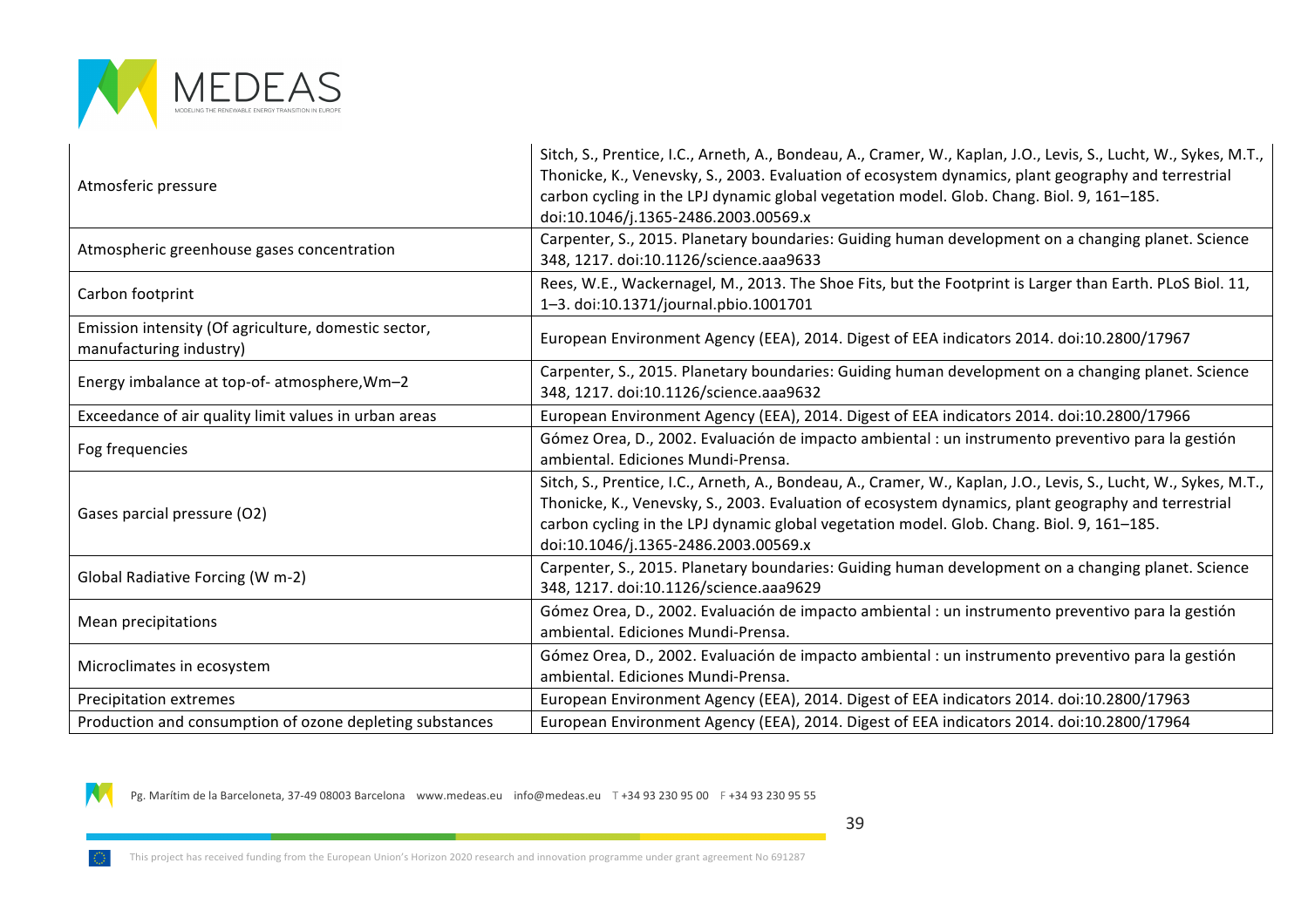| | |
|---|---|
| Atmosferic pressure | Sitch, S., Prentice, I.C., Arneth, A., Bondeau, A., Cramer, W., Kaplan, J.O., Levis, S., Lucht, W., Sykes, M.T., Thonicke, K., Venevsky, S., 2003. Evaluation of ecosystem dynamics, plant geography and terrestrial carbon cycling in the LPJ dynamic global vegetation model. Glob. Chang. Biol. 9, 161–185. doi:10.1046/j.1365-2486.2003.00569.x |
| Atmospheric greenhouse gases concentration | Carpenter, S., 2015. Planetary boundaries: Guiding human development on a changing planet. Science 348, 1217. doi:10.1126/science.aaa9633 |
| Carbon footprint | Rees, W.E., Wackernagel, M., 2013. The Shoe Fits, but the Footprint is Larger than Earth. PLoS Biol. 11, 1–3. doi:10.1371/journal.pbio.1001701 |
| Emission intensity (Of agriculture, domestic sector, manufacturing industry) | European Environment Agency (EEA), 2014. Digest of EEA indicators 2014. doi:10.2800/17967 |
| Energy imbalance at top-of- atmosphere,Wm–2 | Carpenter, S., 2015. Planetary boundaries: Guiding human development on a changing planet. Science 348, 1217. doi:10.1126/science.aaa9632 |
| Exceedance of air quality limit values in urban areas | European Environment Agency (EEA), 2014. Digest of EEA indicators 2014. doi:10.2800/17966 |
| Fog frequencies | Gómez Orea, D., 2002. Evaluación de impacto ambiental : un instrumento preventivo para la gestión ambiental. Ediciones Mundi-Prensa. |
| Gases parcial pressure (O2) | Sitch, S., Prentice, I.C., Arneth, A., Bondeau, A., Cramer, W., Kaplan, J.O., Levis, S., Lucht, W., Sykes, M.T., Thonicke, K., Venevsky, S., 2003. Evaluation of ecosystem dynamics, plant geography and terrestrial carbon cycling in the LPJ dynamic global vegetation model. Glob. Chang. Biol. 9, 161–185. doi:10.1046/j.1365-2486.2003.00569.x |
| Global Radiative Forcing (W m-2) | Carpenter, S., 2015. Planetary boundaries: Guiding human development on a changing planet. Science 348, 1217. doi:10.1126/science.aaa9629 |
| Mean precipitations | Gómez Orea, D., 2002. Evaluación de impacto ambiental : un instrumento preventivo para la gestión ambiental. Ediciones Mundi-Prensa. |
| Microclimates in ecosystem | Gómez Orea, D., 2002. Evaluación de impacto ambiental : un instrumento preventivo para la gestión ambiental. Ediciones Mundi-Prensa. |
| Precipitation extremes | European Environment Agency (EEA), 2014. Digest of EEA indicators 2014. doi:10.2800/17963 |
| Production and consumption of ozone depleting substances | European Environment Agency (EEA), 2014. Digest of EEA indicators 2014. doi:10.2800/17964 |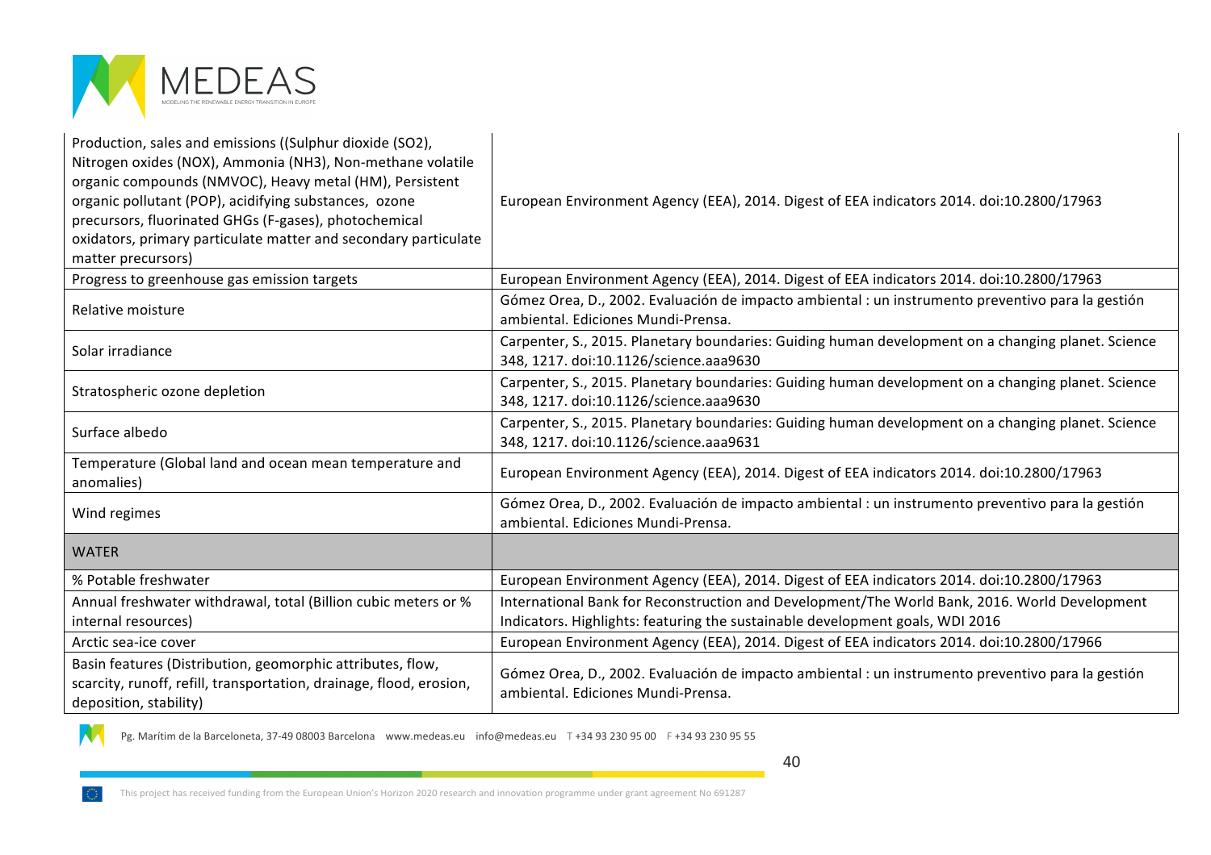| | |
|---|---|
| Production, sales and emissions ((Sulphur dioxide (SO2), Nitrogen oxides (NOX), Ammonia (NH3), Non-methane volatile organic compounds (NMVOC), Heavy metal (HM), Persistent organic pollutant (POP), acidifying substances, ozone precursors, fluorinated GHGs (F-gases), photochemical oxidators, primary particulate matter and secondary particulate matter precursors) | European Environment Agency (EEA), 2014. Digest of EEA indicators 2014. doi:10.2800/17963 |
| Progress to greenhouse gas emission targets | European Environment Agency (EEA), 2014. Digest of EEA indicators 2014. doi:10.2800/17963 |
| Relative moisture | Gómez Orea, D., 2002. Evaluación de impacto ambiental : un instrumento preventivo para la gestión ambiental. Ediciones Mundi-Prensa. |
| Solar irradiance | Carpenter, S., 2015. Planetary boundaries: Guiding human development on a changing planet. Science 348, 1217. doi:10.1126/science.aaa9630 |
| Stratospheric ozone depletion | Carpenter, S., 2015. Planetary boundaries: Guiding human development on a changing planet. Science 348, 1217. doi:10.1126/science.aaa9630 |
| Surface albedo | Carpenter, S., 2015. Planetary boundaries: Guiding human development on a changing planet. Science 348, 1217. doi:10.1126/science.aaa9631 |
| Temperature (Global land and ocean mean temperature and anomalies) | European Environment Agency (EEA), 2014. Digest of EEA indicators 2014. doi:10.2800/17963 |
| Wind regimes | Gómez Orea, D., 2002. Evaluación de impacto ambiental : un instrumento preventivo para la gestión ambiental. Ediciones Mundi-Prensa. |
| WATER | |
| % Potable freshwater | European Environment Agency (EEA), 2014. Digest of EEA indicators 2014. doi:10.2800/17963 |
| Annual freshwater withdrawal, total (Billion cubic meters or % internal resources) | International Bank for Reconstruction and Development/The World Bank, 2016. World Development Indicators. Highlights: featuring the sustainable development goals, WDI 2016 |
| Arctic sea-ice cover | European Environment Agency (EEA), 2014. Digest of EEA indicators 2014. doi:10.2800/17966 |
| Basin features (Distribution, geomorphic attributes, flow, scarcity, runoff, refill, transportation, drainage, flood, erosion, deposition, stability) | Gómez Orea, D., 2002. Evaluación de impacto ambiental : un instrumento preventivo para la gestión ambiental. Ediciones Mundi-Prensa. |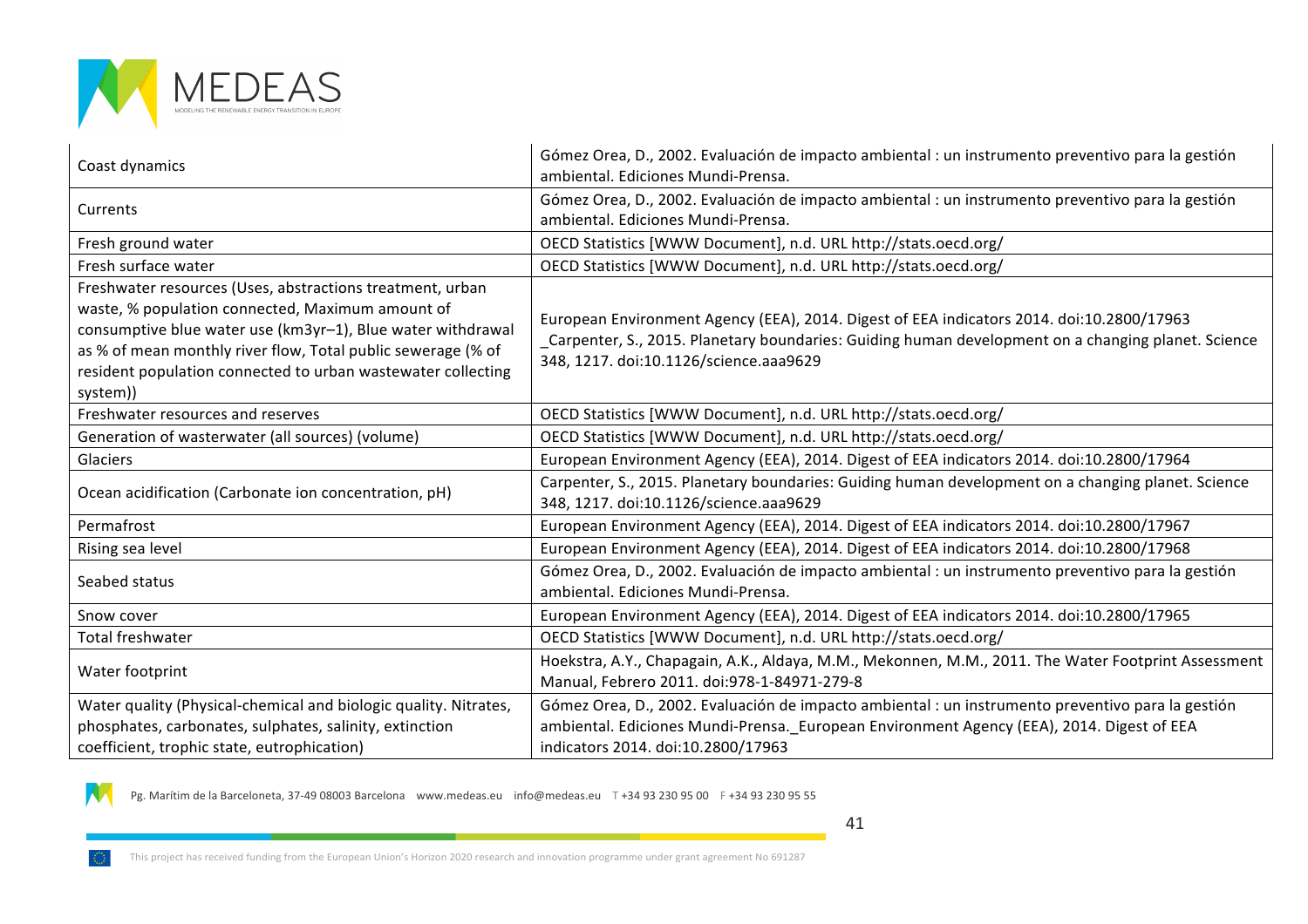| | |
|---|---|
| Coast dynamics | Gómez Orea, D., 2002. Evaluación de impacto ambiental : un instrumento preventivo para la gestión ambiental. Ediciones Mundi-Prensa. |
| Currents | Gómez Orea, D., 2002. Evaluación de impacto ambiental : un instrumento preventivo para la gestión ambiental. Ediciones Mundi-Prensa. |
| Fresh ground water | OECD Statistics [WWW Document], n.d. URL http://stats.oecd.org/ |
| Fresh surface water | OECD Statistics [WWW Document], n.d. URL http://stats.oecd.org/ |
| Freshwater resources (Uses, abstractions treatment, urban waste, % population connected, Maximum amount of consumptive blue water use (km3yr–1), Blue water withdrawal as % of mean monthly river flow, Total public sewerage (% of resident population connected to urban wastewater collecting system)) | European Environment Agency (EEA), 2014. Digest of EEA indicators 2014. doi:10.2800/17963 _Carpenter, S., 2015. Planetary boundaries: Guiding human development on a changing planet. Science 348, 1217. doi:10.1126/science.aaa9629 |
| Freshwater resources and reserves | OECD Statistics [WWW Document], n.d. URL http://stats.oecd.org/ |
| Generation of wasterwater (all sources) (volume) | OECD Statistics [WWW Document], n.d. URL http://stats.oecd.org/ |
| Glaciers | European Environment Agency (EEA), 2014. Digest of EEA indicators 2014. doi:10.2800/17964 |
| Ocean acidification (Carbonate ion concentration, pH) | Carpenter, S., 2015. Planetary boundaries: Guiding human development on a changing planet. Science 348, 1217. doi:10.1126/science.aaa9629 |
| Permafrost | European Environment Agency (EEA), 2014. Digest of EEA indicators 2014. doi:10.2800/17967 |
| Rising sea level | European Environment Agency (EEA), 2014. Digest of EEA indicators 2014. doi:10.2800/17968 |
| Seabed status | Gómez Orea, D., 2002. Evaluación de impacto ambiental : un instrumento preventivo para la gestión ambiental. Ediciones Mundi-Prensa. |
| Snow cover | European Environment Agency (EEA), 2014. Digest of EEA indicators 2014. doi:10.2800/17965 |
| Total freshwater | OECD Statistics [WWW Document], n.d. URL http://stats.oecd.org/ |
| Water footprint | Hoekstra, A.Y., Chapagain, A.K., Aldaya, M.M., Mekonnen, M.M., 2011. The Water Footprint Assessment Manual, Febrero 2011. doi:978-1-84971-279-8 |
| Water quality (Physical-chemical and biologic quality. Nitrates, phosphates, carbonates, sulphates, salinity, extinction coefficient, trophic state, eutrophication) | Gómez Orea, D., 2002. Evaluación de impacto ambiental : un instrumento preventivo para la gestión ambiental. Ediciones Mundi-Prensa._European Environment Agency (EEA), 2014. Digest of EEA indicators 2014. doi:10.2800/17963 |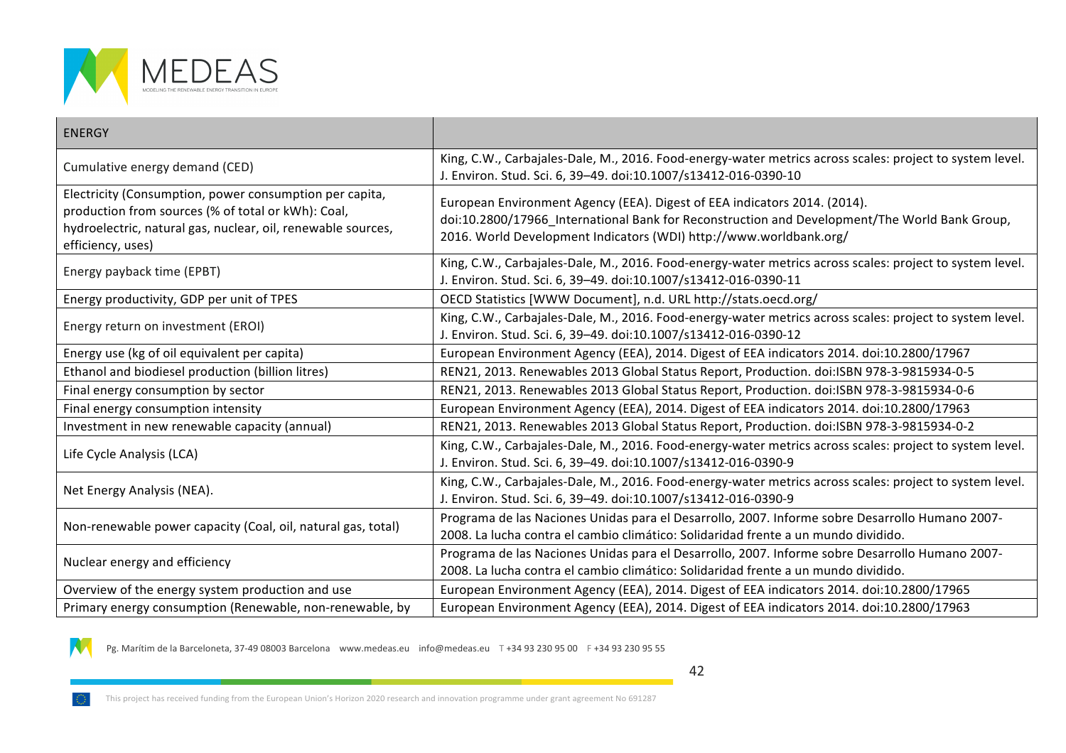| ENERGY | |
|---|---|
| Cumulative energy demand (CED) | King, C.W., Carbajales-Dale, M., 2016. Food-energy-water metrics across scales: project to system level. J. Environ. Stud. Sci. 6, 39–49. doi:10.1007/s13412-016-0390-10 |
| Electricity (Consumption, power consumption per capita, production from sources (% of total or kWh): Coal, hydroelectric, natural gas, nuclear, oil, renewable sources, efficiency, uses) | European Environment Agency (EEA). Digest of EEA indicators 2014. (2014). doi:10.2800/17966_International Bank for Reconstruction and Development/The World Bank Group, 2016. World Development Indicators (WDI) http://www.worldbank.org/ |
| Energy payback time (EPBT) | King, C.W., Carbajales-Dale, M., 2016. Food-energy-water metrics across scales: project to system level. J. Environ. Stud. Sci. 6, 39–49. doi:10.1007/s13412-016-0390-11 |
| Energy productivity, GDP per unit of TPES | OECD Statistics [WWW Document], n.d. URL http://stats.oecd.org/ |
| Energy return on investment (EROI) | King, C.W., Carbajales-Dale, M., 2016. Food-energy-water metrics across scales: project to system level. J. Environ. Stud. Sci. 6, 39–49. doi:10.1007/s13412-016-0390-12 |
| Energy use (kg of oil equivalent per capita) | European Environment Agency (EEA), 2014. Digest of EEA indicators 2014. doi:10.2800/17967 |
| Ethanol and biodiesel production (billion litres) | REN21, 2013. Renewables 2013 Global Status Report, Production. doi:ISBN 978-3-9815934-0-5 |
| Final energy consumption by sector | REN21, 2013. Renewables 2013 Global Status Report, Production. doi:ISBN 978-3-9815934-0-6 |
| Final energy consumption intensity | European Environment Agency (EEA), 2014. Digest of EEA indicators 2014. doi:10.2800/17963 |
| Investment in new renewable capacity (annual) | REN21, 2013. Renewables 2013 Global Status Report, Production. doi:ISBN 978-3-9815934-0-2 |
| Life Cycle Analysis (LCA) | King, C.W., Carbajales-Dale, M., 2016. Food-energy-water metrics across scales: project to system level. J. Environ. Stud. Sci. 6, 39–49. doi:10.1007/s13412-016-0390-9 |
| Net Energy Analysis (NEA). | King, C.W., Carbajales-Dale, M., 2016. Food-energy-water metrics across scales: project to system level. J. Environ. Stud. Sci. 6, 39–49. doi:10.1007/s13412-016-0390-9 |
| Non-renewable power capacity (Coal, oil, natural gas, total) | Programa de las Naciones Unidas para el Desarrollo, 2007. Informe sobre Desarrollo Humano 2007-2008. La lucha contra el cambio climático: Solidaridad frente a un mundo dividido. |
| Nuclear energy and efficiency | Programa de las Naciones Unidas para el Desarrollo, 2007. Informe sobre Desarrollo Humano 2007-2008. La lucha contra el cambio climático: Solidaridad frente a un mundo dividido. |
| Overview of the energy system production and use | European Environment Agency (EEA), 2014. Digest of EEA indicators 2014. doi:10.2800/17965 |
| Primary energy consumption (Renewable, non-renewable, by | European Environment Agency (EEA), 2014. Digest of EEA indicators 2014. doi:10.2800/17963 |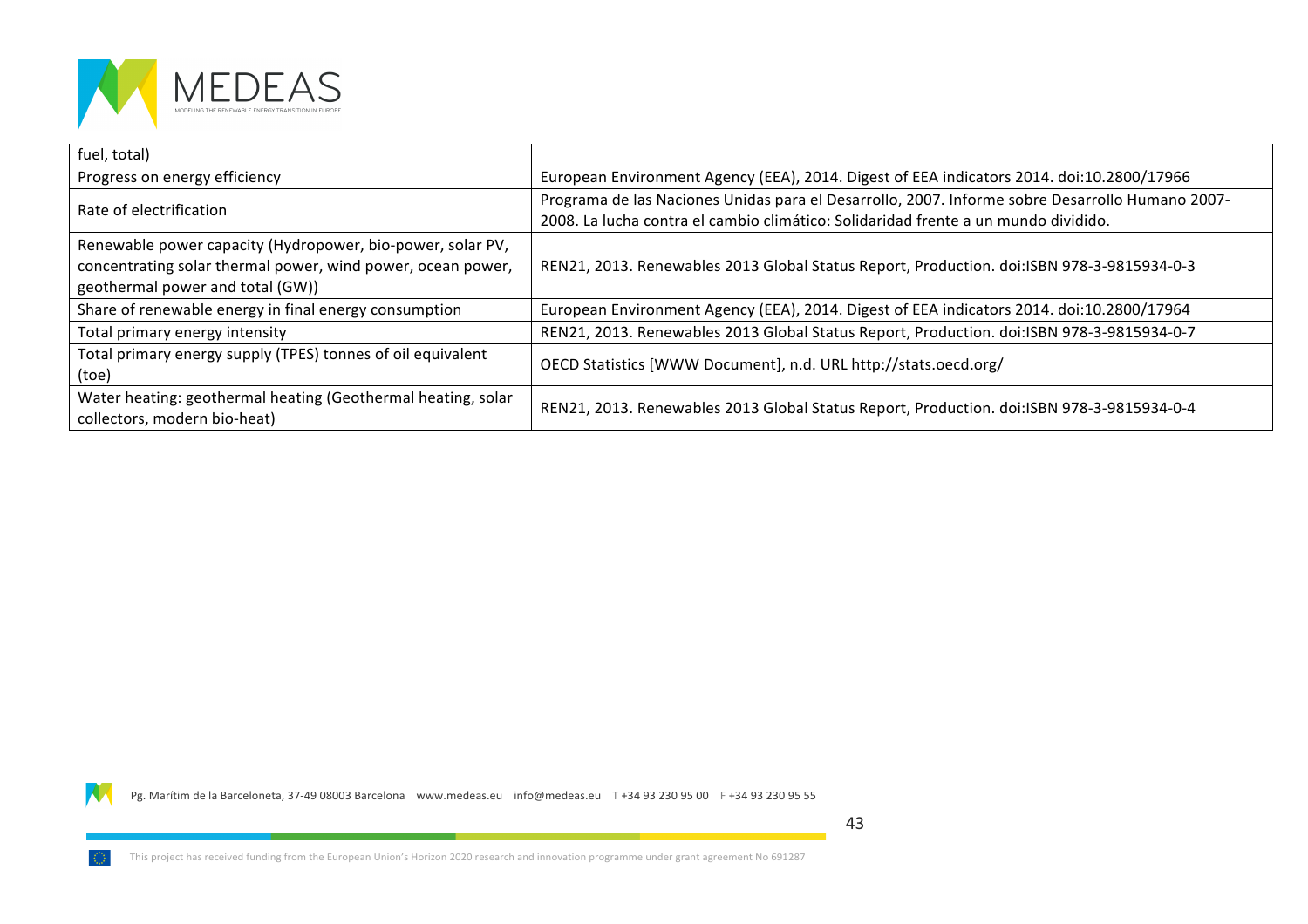| | |
|---|---|
| fuel, total) | |
| Progress on energy efficiency | European Environment Agency (EEA), 2014. Digest of EEA indicators 2014. doi:10.2800/17966 |
| Rate of electrification | Programa de las Naciones Unidas para el Desarrollo, 2007. Informe sobre Desarrollo Humano 2007-2008. La lucha contra el cambio climático: Solidaridad frente a un mundo dividido. |
| Renewable power capacity (Hydropower, bio-power, solar PV, concentrating solar thermal power, wind power, ocean power, geothermal power and total (GW)) | REN21, 2013. Renewables 2013 Global Status Report, Production. doi:ISBN 978-3-9815934-0-3 |
| Share of renewable energy in final energy consumption | European Environment Agency (EEA), 2014. Digest of EEA indicators 2014. doi:10.2800/17964 |
| Total primary energy intensity | REN21, 2013. Renewables 2013 Global Status Report, Production. doi:ISBN 978-3-9815934-0-7 |
| Total primary energy supply (TPES) tonnes of oil equivalent (toe) | OECD Statistics [WWW Document], n.d. URL http://stats.oecd.org/ |
| Water heating: geothermal heating (Geothermal heating, solar collectors, modern bio-heat) | REN21, 2013. Renewables 2013 Global Status Report, Production. doi:ISBN 978-3-9815934-0-4 |